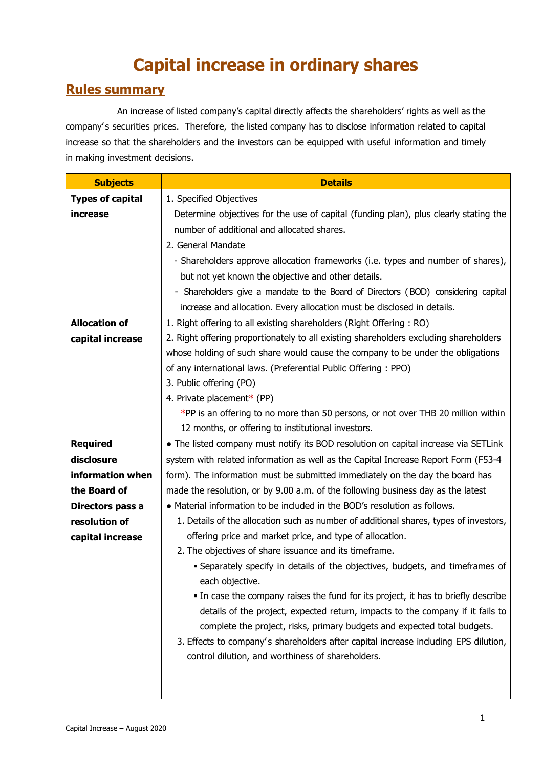# Capital increase in ordinary shares

## Rules summary

An increase of listed company's capital directly affects the shareholders' rights as well as the company's securities prices. Therefore, the listed company has to disclose information related to capital increase so that the shareholders and the investors can be equipped with useful information and timely in making investment decisions.

| Subjects | Details |
|---|---|
| **Types of capital increase** | 1. Specified Objectives<br>Determine objectives for the use of capital (funding plan), plus clearly stating the number of additional and allocated shares.<br>2. General Mandate<br>- Shareholders approve allocation frameworks (i.e. types and number of shares), but not yet known the objective and other details.<br>- Shareholders give a mandate to the Board of Directors (BOD) considering capital increase and allocation. Every allocation must be disclosed in details. |
| **Allocation of capital increase** | 1. Right offering to all existing shareholders (Right Offering : RO)<br>2. Right offering proportionately to all existing shareholders excluding shareholders whose holding of such share would cause the company to be under the obligations of any international laws. (Preferential Public Offering : PPO)<br>3. Public offering (PO)<br>4. Private placement* (PP)<br>*PP is an offering to no more than 50 persons, or not over THB 20 million within 12 months, or offering to institutional investors. |
| **Required disclosure information when the Board of Directors pass a resolution of capital increase** | ● The listed company must notify its BOD resolution on capital increase via SETLink system with related information as well as the Capital Increase Report Form (F53-4 form). The information must be submitted immediately on the day the board has made the resolution, or by 9.00 a.m. of the following business day as the latest<br>● Material information to be included in the BOD's resolution as follows.<br>1. Details of the allocation such as number of additional shares, types of investors, offering price and market price, and type of allocation.<br>2. The objectives of share issuance and its timeframe.<br>▪ Separately specify in details of the objectives, budgets, and timeframes of each objective.<br>▪ In case the company raises the fund for its project, it has to briefly describe details of the project, expected return, impacts to the company if it fails to complete the project, risks, primary budgets and expected total budgets.<br>3. Effects to company's shareholders after capital increase including EPS dilution, control dilution, and worthiness of shareholders. |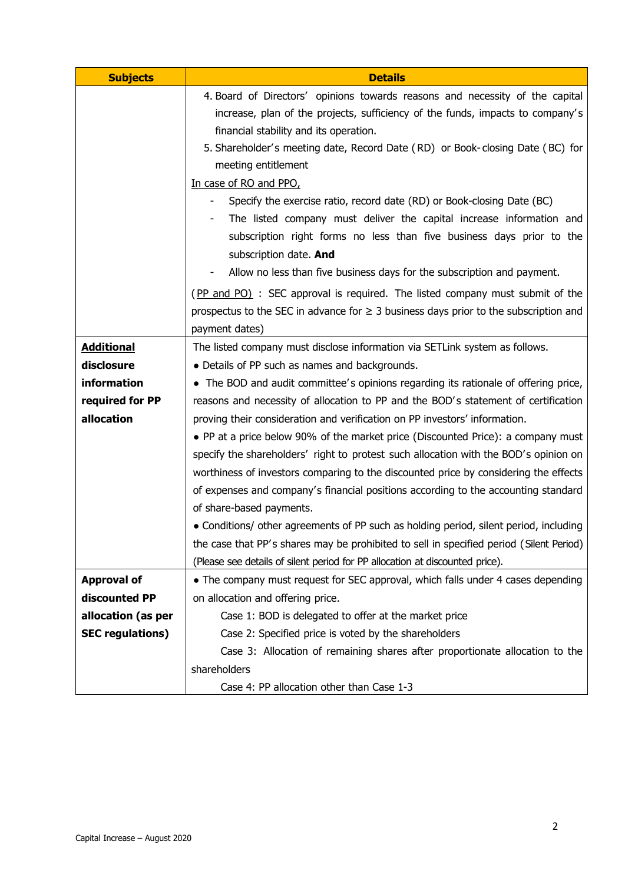| Subjects | Details |
|---|---|
| | 4. Board of Directors' opinions towards reasons and necessity of the capital increase, plan of the projects, sufficiency of the funds, impacts to company's financial stability and its operation.<br>5. Shareholder's meeting date, Record Date (RD) or Book-closing Date (BC) for meeting entitlement<br><u>In case of RO and PPO,</u><br>- Specify the exercise ratio, record date (RD) or Book-closing Date (BC)<br>- The listed company must deliver the capital increase information and subscription right forms no less than five business days prior to the subscription date. **And**<br>- Allow no less than five business days for the subscription and payment.<br>(<u>PP and PO)</u> : SEC approval is required. The listed company must submit of the prospectus to the SEC in advance for ≥ 3 business days prior to the subscription and payment dates) |
| **<u>Additional</u> disclosure information required for PP allocation** | The listed company must disclose information via SETLink system as follows.<br>• Details of PP such as names and backgrounds.<br>• The BOD and audit committee's opinions regarding its rationale of offering price, reasons and necessity of allocation to PP and the BOD's statement of certification proving their consideration and verification on PP investors' information.<br>• PP at a price below 90% of the market price (Discounted Price): a company must specify the shareholders' right to protest such allocation with the BOD's opinion on worthiness of investors comparing to the discounted price by considering the effects of expenses and company's financial positions according to the accounting standard of share-based payments.<br>• Conditions/ other agreements of PP such as holding period, silent period, including the case that PP's shares may be prohibited to sell in specified period (Silent Period) (Please see details of silent period for PP allocation at discounted price). |
| **Approval of discounted PP allocation (as per SEC regulations)** | • The company must request for SEC approval, which falls under 4 cases depending on allocation and offering price.<br>Case 1: BOD is delegated to offer at the market price<br>Case 2: Specified price is voted by the shareholders<br>Case 3: Allocation of remaining shares after proportionate allocation to the shareholders<br>Case 4: PP allocation other than Case 1-3 |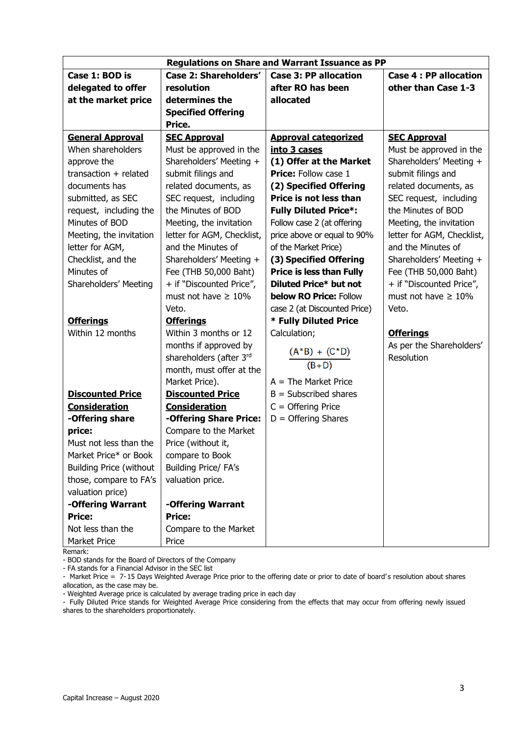| Regulations on Share and Warrant Issuance as PP | | | |
|---|---|---|---|
| **Case 1: BOD is delegated to offer at the market price** | **Case 2: Shareholders' resolution determines the Specified Offering Price.** | **Case 3: PP allocation after RO has been allocated** | **Case 4 : PP allocation other than Case 1-3** |
| **General Approval**<br>When shareholders approve the transaction + related documents has submitted, as SEC request, including the Minutes of BOD Meeting, the invitation letter for AGM, Checklist, and the Minutes of Shareholders' Meeting<br><br>**Offerings**<br>Within 12 months<br><br>**Discounted Price Consideration**<br>**-Offering share price:**<br>Must not less than the Market Price* or Book Building Price (without those, compare to FA's valuation price)<br>**-Offering Warrant Price:**<br>Not less than the Market Price | **SEC Approval**<br>Must be approved in the Shareholders' Meeting + submit filings and related documents, as SEC request, including the Minutes of BOD Meeting, the invitation letter for AGM, Checklist, and the Minutes of Shareholders' Meeting + Fee (THB 50,000 Baht) + if "Discounted Price", must not have ≥ 10% Veto.<br>**Offerings**<br>Within 3 months or 12 months if approved by shareholders (after 3rd month, must offer at the Market Price).<br>**Discounted Price Consideration**<br>**-Offering Share Price:**<br>Compare to the Market Price (without it, compare to Book Building Price/ FA's valuation price.<br><br>**-Offering Warrant Price:**<br>Compare to the Market Price | **Approval categorized into 3 cases**<br>**(1) Offer at the Market Price:** Follow case 1<br>**(2) Specified Offering Price is not less than Fully Diluted Price*:** Follow case 2 (at offering price above or equal to 90% of the Market Price)<br>**(3) Specified Offering Price is less than Fully Diluted Price* but not below RO Price:** Follow case 2 (at Discounted Price)<br>**\* Fully Diluted Price** Calculation;<br>$\frac{(A*B) + (C*D)}{(B+D)}$<br>A = The Market Price<br>B = Subscribed shares<br>C = Offering Price<br>D = Offering Shares | **SEC Approval**<br>Must be approved in the Shareholders' Meeting + submit filings and related documents, as SEC request, including the Minutes of BOD Meeting, the invitation letter for AGM, Checklist, and the Minutes of Shareholders' Meeting + Fee (THB 50,000 Baht) + if "Discounted Price", must not have ≥ 10% Veto.<br><br>**Offerings**<br>As per the Shareholders' Resolution |

Remark:
- BOD stands for the Board of Directors of the Company
- FA stands for a Financial Advisor in the SEC list
- Market Price = 7-15 Days Weighted Average Price prior to the offering date or prior to date of board's resolution about shares allocation, as the case may be.
- Weighted Average price is calculated by average trading price in each day
- Fully Diluted Price stands for Weighted Average Price considering from the effects that may occur from offering newly issued shares to the shareholders proportionately.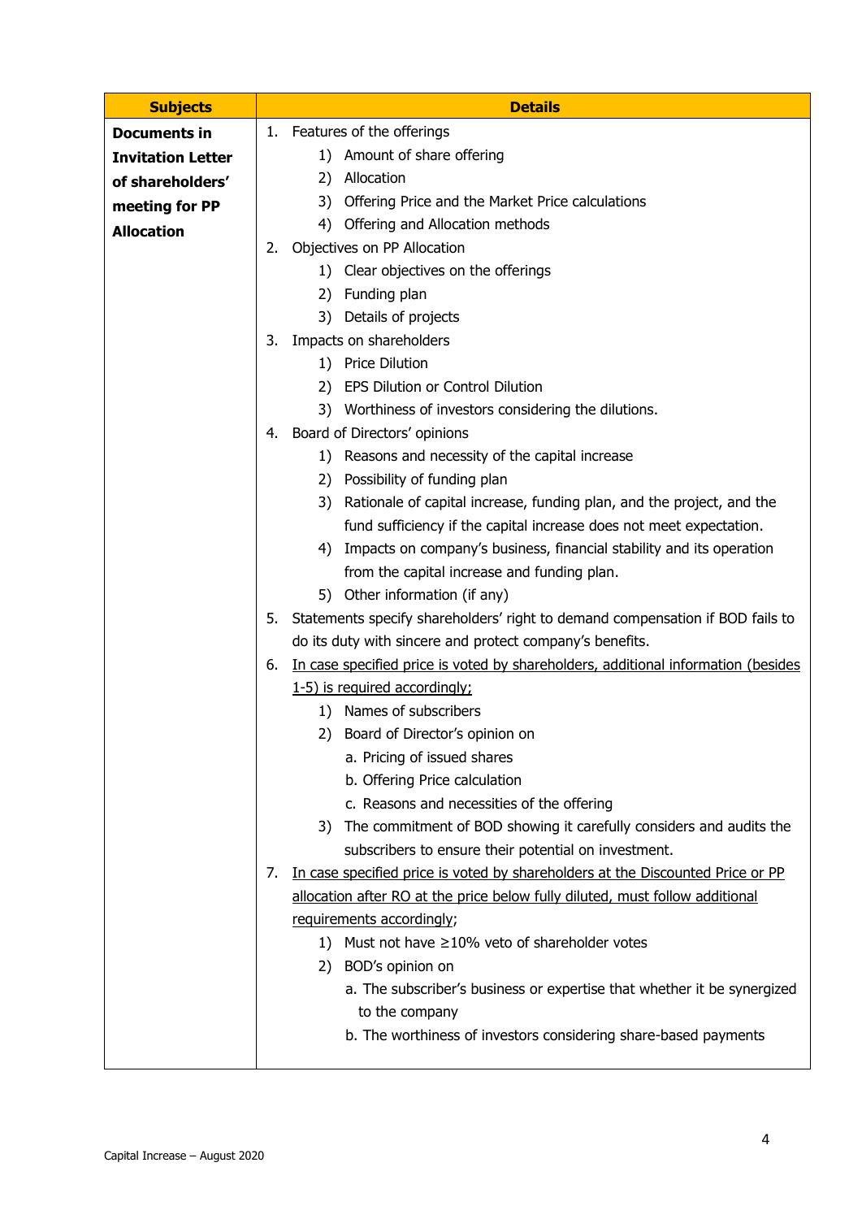| Subjects | Details |
| --- | --- |
| **Documents in Invitation Letter of shareholders' meeting for PP Allocation** | 1. Features of the offerings<br>&nbsp;&nbsp;&nbsp;&nbsp;1) Amount of share offering<br>&nbsp;&nbsp;&nbsp;&nbsp;2) Allocation<br>&nbsp;&nbsp;&nbsp;&nbsp;3) Offering Price and the Market Price calculations<br>&nbsp;&nbsp;&nbsp;&nbsp;4) Offering and Allocation methods<br>2. Objectives on PP Allocation<br>&nbsp;&nbsp;&nbsp;&nbsp;1) Clear objectives on the offerings<br>&nbsp;&nbsp;&nbsp;&nbsp;2) Funding plan<br>&nbsp;&nbsp;&nbsp;&nbsp;3) Details of projects<br>3. Impacts on shareholders<br>&nbsp;&nbsp;&nbsp;&nbsp;1) Price Dilution<br>&nbsp;&nbsp;&nbsp;&nbsp;2) EPS Dilution or Control Dilution<br>&nbsp;&nbsp;&nbsp;&nbsp;3) Worthiness of investors considering the dilutions.<br>4. Board of Directors' opinions<br>&nbsp;&nbsp;&nbsp;&nbsp;1) Reasons and necessity of the capital increase<br>&nbsp;&nbsp;&nbsp;&nbsp;2) Possibility of funding plan<br>&nbsp;&nbsp;&nbsp;&nbsp;3) Rationale of capital increase, funding plan, and the project, and the fund sufficiency if the capital increase does not meet expectation.<br>&nbsp;&nbsp;&nbsp;&nbsp;4) Impacts on company's business, financial stability and its operation from the capital increase and funding plan.<br>&nbsp;&nbsp;&nbsp;&nbsp;5) Other information (if any)<br>5. Statements specify shareholders' right to demand compensation if BOD fails to do its duty with sincere and protect company's benefits.<br>6. <u>In case specified price is voted by shareholders, additional information (besides 1-5) is required accordingly;</u><br>&nbsp;&nbsp;&nbsp;&nbsp;1) Names of subscribers<br>&nbsp;&nbsp;&nbsp;&nbsp;2) Board of Director's opinion on<br>&nbsp;&nbsp;&nbsp;&nbsp;&nbsp;&nbsp;&nbsp;&nbsp;a. Pricing of issued shares<br>&nbsp;&nbsp;&nbsp;&nbsp;&nbsp;&nbsp;&nbsp;&nbsp;b. Offering Price calculation<br>&nbsp;&nbsp;&nbsp;&nbsp;&nbsp;&nbsp;&nbsp;&nbsp;c. Reasons and necessities of the offering<br>&nbsp;&nbsp;&nbsp;&nbsp;3) The commitment of BOD showing it carefully considers and audits the subscribers to ensure their potential on investment.<br>7. <u>In case specified price is voted by shareholders at the Discounted Price or PP allocation after RO at the price below fully diluted, must follow additional requirements accordingly</u>;<br>&nbsp;&nbsp;&nbsp;&nbsp;1) Must not have ≥10% veto of shareholder votes<br>&nbsp;&nbsp;&nbsp;&nbsp;2) BOD's opinion on<br>&nbsp;&nbsp;&nbsp;&nbsp;&nbsp;&nbsp;&nbsp;&nbsp;a. The subscriber's business or expertise that whether it be synergized to the company<br>&nbsp;&nbsp;&nbsp;&nbsp;&nbsp;&nbsp;&nbsp;&nbsp;b. The worthiness of investors considering share-based payments |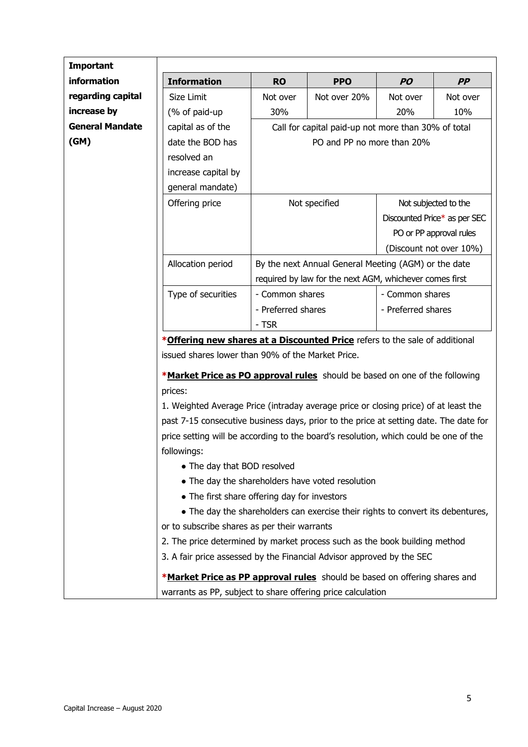**Important information regarding capital increase by General Mandate (GM)**

| Information | RO | PPO | *PO* | *PP* |
|---|---|---|---|---|
| Size Limit (% of paid-up capital as of the date the BOD has resolved an increase capital by general mandate) | Not over 30% | Not over 20% | Not over 20% | Not over 10% |
| | Call for capital paid-up not more than 30% of total PO and PP no more than 20% | | | |
| Offering price | Not specified | | Not subjected to the Discounted Price* as per SEC PO or PP approval rules (Discount not over 10%) | |
| Allocation period | By the next Annual General Meeting (AGM) or the date required by law for the next AGM, whichever comes first | | | |
| Type of securities | - Common shares<br>- Preferred shares<br>- TSR | | - Common shares<br>- Preferred shares | |

***Offering new shares at a Discounted Price** refers to the sale of additional issued shares lower than 90% of the Market Price.

***Market Price as PO approval rules** should be based on one of the following prices:

1. Weighted Average Price (intraday average price or closing price) of at least the past 7-15 consecutive business days, prior to the price at setting date. The date for price setting will be according to the board's resolution, which could be one of the followings:
   - The day that BOD resolved
   - The day the shareholders have voted resolution
   - The first share offering day for investors
   - The day the shareholders can exercise their rights to convert its debentures, or to subscribe shares as per their warrants
2. The price determined by market process such as the book building method
3. A fair price assessed by the Financial Advisor approved by the SEC

***Market Price as PP approval rules** should be based on offering shares and warrants as PP, subject to share offering price calculation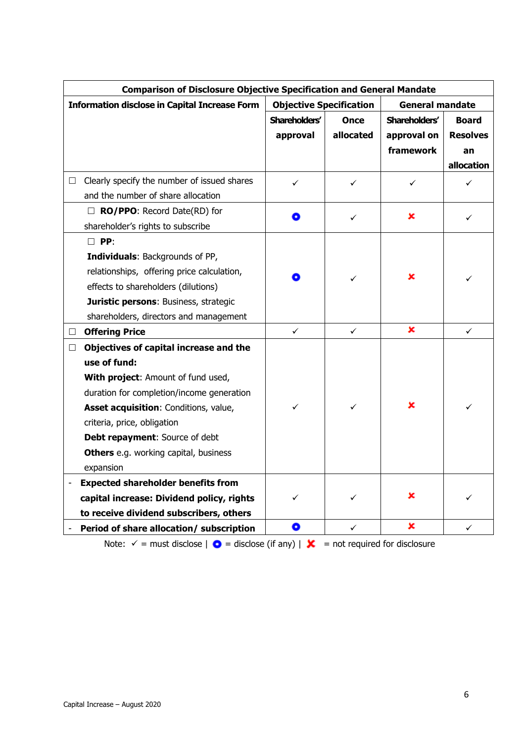| Comparison of Disclosure Objective Specification and General Mandate | | | | |
|---|---|---|---|---|
| **Information disclose in Capital Increase Form** | **Objective Specification** | | **General mandate** | |
| | **Shareholders' approval** | **Once allocated** | **Shareholders' approval on framework** | **Board Resolves an allocation** |
| ☐ Clearly specify the number of issued shares and the number of share allocation | ✓ | ✓ | ✓ | ✓ |
| ☐ **RO/PPO**: Record Date(RD) for shareholder's rights to subscribe | ● | ✓ | ✗ | ✓ |
| ☐ **PP**: **Individuals**: Backgrounds of PP, relationships, offering price calculation, effects to shareholders (dilutions) **Juristic persons**: Business, strategic shareholders, directors and management | ● | ✓ | ✗ | ✓ |
| ☐ **Offering Price** | ✓ | ✓ | ✗ | ✓ |
| ☐ **Objectives of capital increase and the use of fund:** **With project**: Amount of fund used, duration for completion/income generation **Asset acquisition**: Conditions, value, criteria, price, obligation **Debt repayment**: Source of debt **Others** e.g. working capital, business expansion | ✓ | ✓ | ✗ | ✓ |
| - **Expected shareholder benefits from capital increase: Dividend policy, rights to receive dividend subscribers, others** | ✓ | ✓ | ✗ | ✓ |
| - **Period of share allocation/ subscription** | ● | ✓ | ✗ | ✓ |

Note: ✓ = must disclose | ● = disclose (if any) | ✗ = not required for disclosure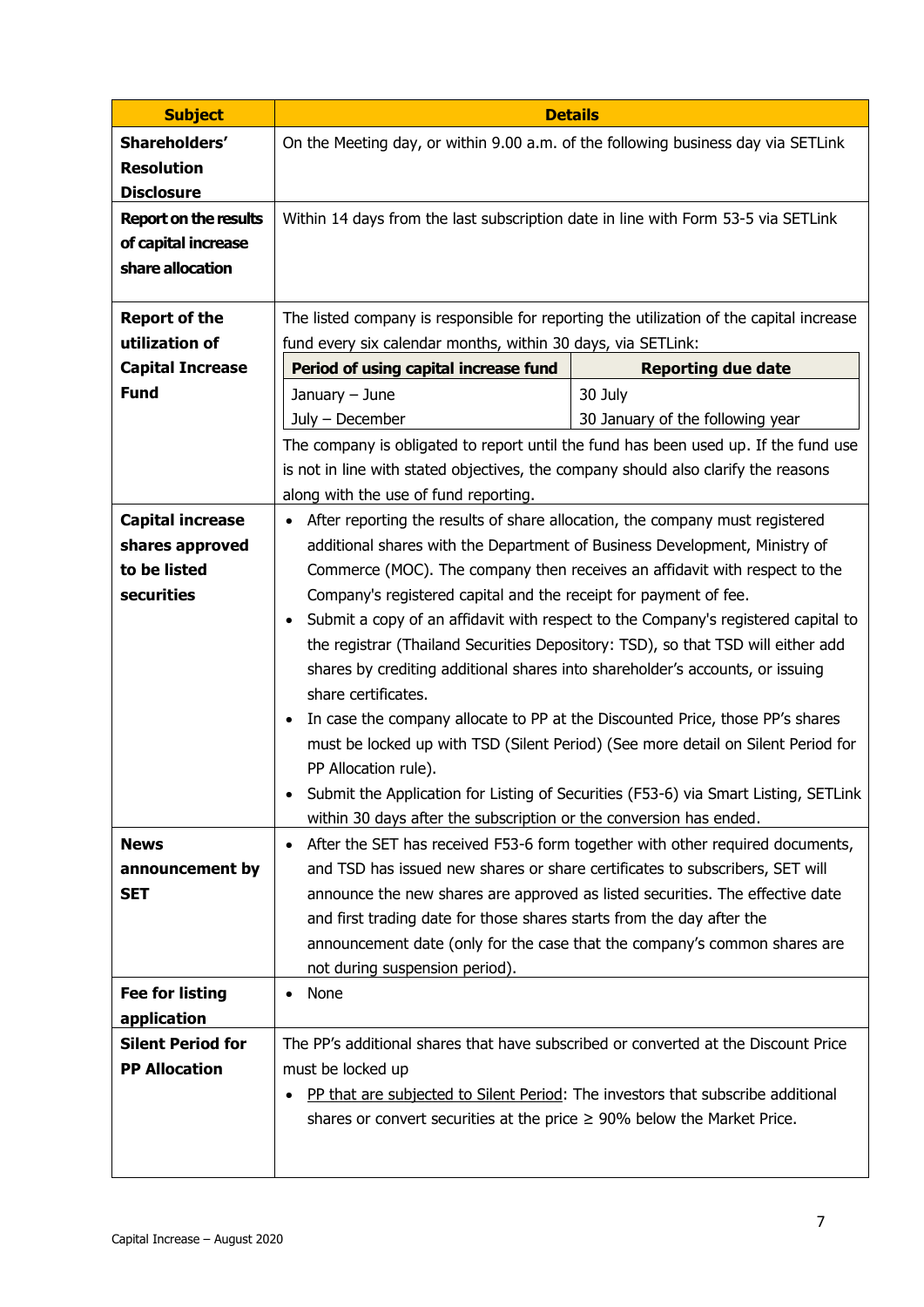| **Subject** | **Details** |
|---|---|
| **Shareholders' Resolution Disclosure** | On the Meeting day, or within 9.00 a.m. of the following business day via SETLink |
| **Report on the results of capital increase share allocation** | Within 14 days from the last subscription date in line with Form 53-5 via SETLink |
| **Report of the utilization of Capital Increase Fund** | The listed company is responsible for reporting the utilization of the capital increase fund every six calendar months, within 30 days, via SETLink:<br><br>**Period of using capital increase fund** / **Reporting due date**<br>January – June / 30 July<br>July – December / 30 January of the following year<br><br>The company is obligated to report until the fund has been used up. If the fund use is not in line with stated objectives, the company should also clarify the reasons along with the use of fund reporting. |
| **Capital increase shares approved to be listed securities** | • After reporting the results of share allocation, the company must registered additional shares with the Department of Business Development, Ministry of Commerce (MOC). The company then receives an affidavit with respect to the Company's registered capital and the receipt for payment of fee.<br>• Submit a copy of an affidavit with respect to the Company's registered capital to the registrar (Thailand Securities Depository: TSD), so that TSD will either add shares by crediting additional shares into shareholder's accounts, or issuing share certificates.<br>• In case the company allocate to PP at the Discounted Price, those PP's shares must be locked up with TSD (Silent Period) (See more detail on Silent Period for PP Allocation rule).<br>• Submit the Application for Listing of Securities (F53-6) via Smart Listing, SETLink within 30 days after the subscription or the conversion has ended. |
| **News announcement by SET** | • After the SET has received F53-6 form together with other required documents, and TSD has issued new shares or share certificates to subscribers, SET will announce the new shares are approved as listed securities. The effective date and first trading date for those shares starts from the day after the announcement date (only for the case that the company's common shares are not during suspension period). |
| **Fee for listing application** | • None |
| **Silent Period for PP Allocation** | The PP's additional shares that have subscribed or converted at the Discount Price must be locked up<br>• PP that are subjected to Silent Period: The investors that subscribe additional shares or convert securities at the price ≥ 90% below the Market Price. |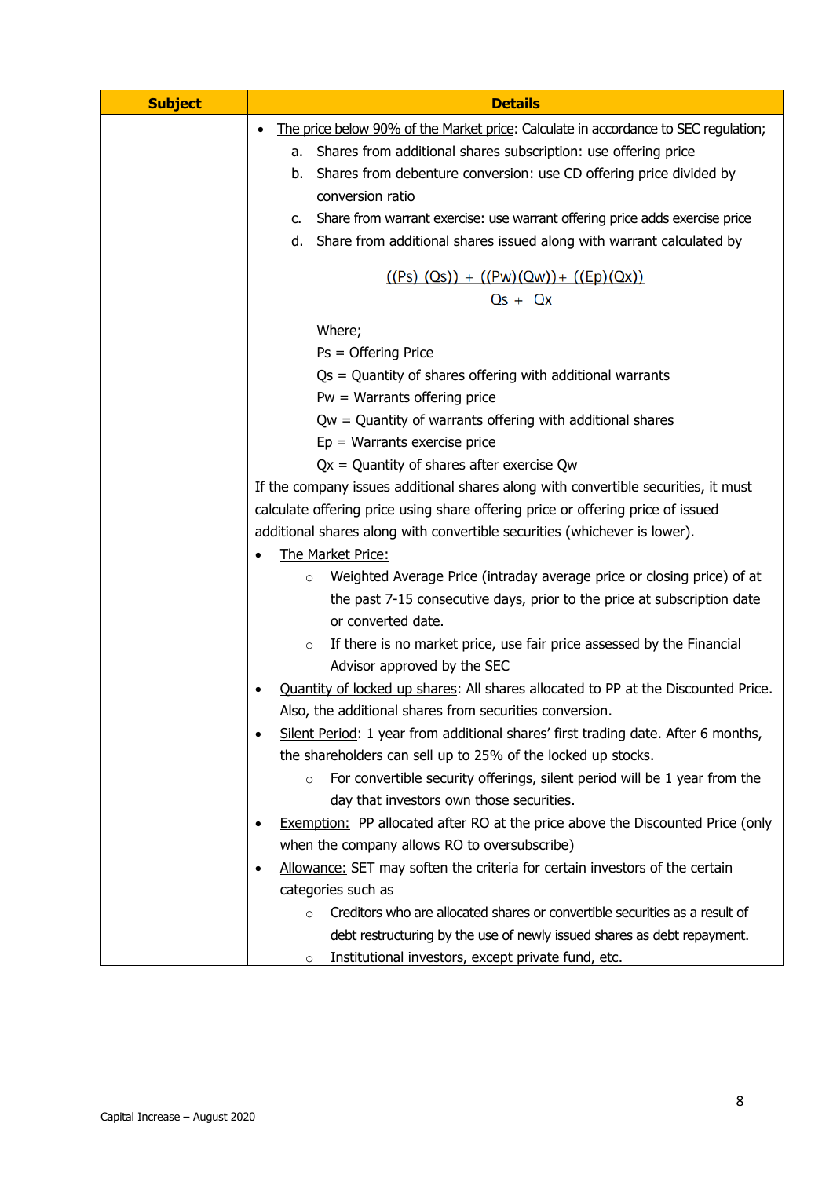| Subject | Details |
|---|---|
| | • The price below 90% of the Market price: Calculate in accordance to SEC regulation;<br>a. Shares from additional shares subscription: use offering price<br>b. Shares from debenture conversion: use CD offering price divided by conversion ratio<br>c. Share from warrant exercise: use warrant offering price adds exercise price<br>d. Share from additional shares issued along with warrant calculated by<br>$$\frac{((Ps)\ (Qs)) + ((Pw)(Qw)) + ((Ep)(Qx))}{Qs + Qx}$$<br>Where;<br>Ps = Offering Price<br>Qs = Quantity of shares offering with additional warrants<br>Pw = Warrants offering price<br>Qw = Quantity of warrants offering with additional shares<br>Ep = Warrants exercise price<br>Qx = Quantity of shares after exercise Qw<br>If the company issues additional shares along with convertible securities, it must calculate offering price using share offering price or offering price of issued additional shares along with convertible securities (whichever is lower).<br>• The Market Price:<br>○ Weighted Average Price (intraday average price or closing price) of at the past 7-15 consecutive days, prior to the price at subscription date or converted date.<br>○ If there is no market price, use fair price assessed by the Financial Advisor approved by the SEC<br>• Quantity of locked up shares: All shares allocated to PP at the Discounted Price. Also, the additional shares from securities conversion.<br>• Silent Period: 1 year from additional shares' first trading date. After 6 months, the shareholders can sell up to 25% of the locked up stocks.<br>○ For convertible security offerings, silent period will be 1 year from the day that investors own those securities.<br>• Exemption: PP allocated after RO at the price above the Discounted Price (only when the company allows RO to oversubscribe)<br>• Allowance: SET may soften the criteria for certain investors of the certain categories such as<br>○ Creditors who are allocated shares or convertible securities as a result of debt restructuring by the use of newly issued shares as debt repayment.<br>○ Institutional investors, except private fund, etc. |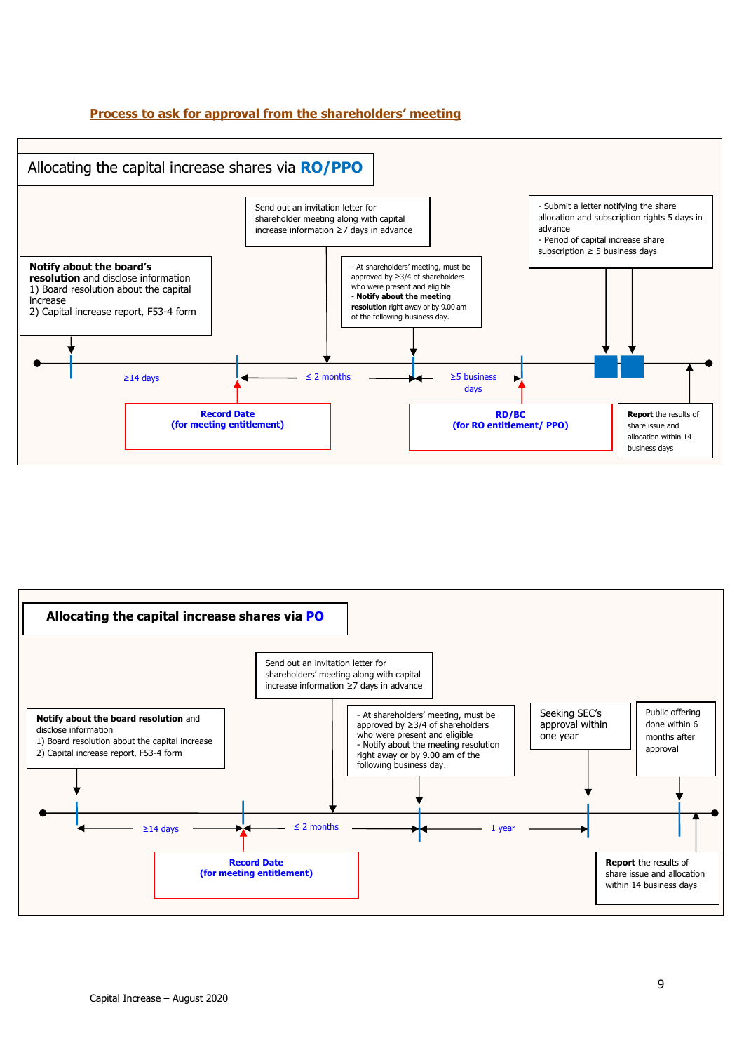## Process to ask for approval from the shareholders' meeting

### Allocating the capital increase shares via RO/PPO

**Notify about the board's resolution** and disclose information
1) Board resolution about the capital increase
2) Capital increase report, F53-4 form

Send out an invitation letter for shareholder meeting along with capital increase information ≥7 days in advance

- At shareholders' meeting, must be approved by ≥3/4 of shareholders who were present and eligible
- **Notify about the meeting resolution** right away or by 9.00 am of the following business day.

- Submit a letter notifying the share allocation and subscription rights 5 days in advance
- Period of capital increase share subscription ≥ 5 business days

≥14 days

≤ 2 months

≥5 business days

**Record Date (for meeting entitlement)**

**RD/BC (for RO entitlement/ PPO)**

**Report** the results of share issue and allocation within 14 business days

### Allocating the capital increase shares via PO

**Notify about the board resolution** and disclose information
1) Board resolution about the capital increase
2) Capital increase report, F53-4 form

Send out an invitation letter for shareholders' meeting along with capital increase information ≥7 days in advance

- At shareholders' meeting, must be approved by ≥3/4 of shareholders who were present and eligible
- Notify about the meeting resolution right away or by 9.00 am of the following business day.

Seeking SEC's approval within one year

Public offering done within 6 months after approval

≥14 days

≤ 2 months

1 year

**Record Date (for meeting entitlement)**

**Report** the results of share issue and allocation within 14 business days

Capital Increase – August 2020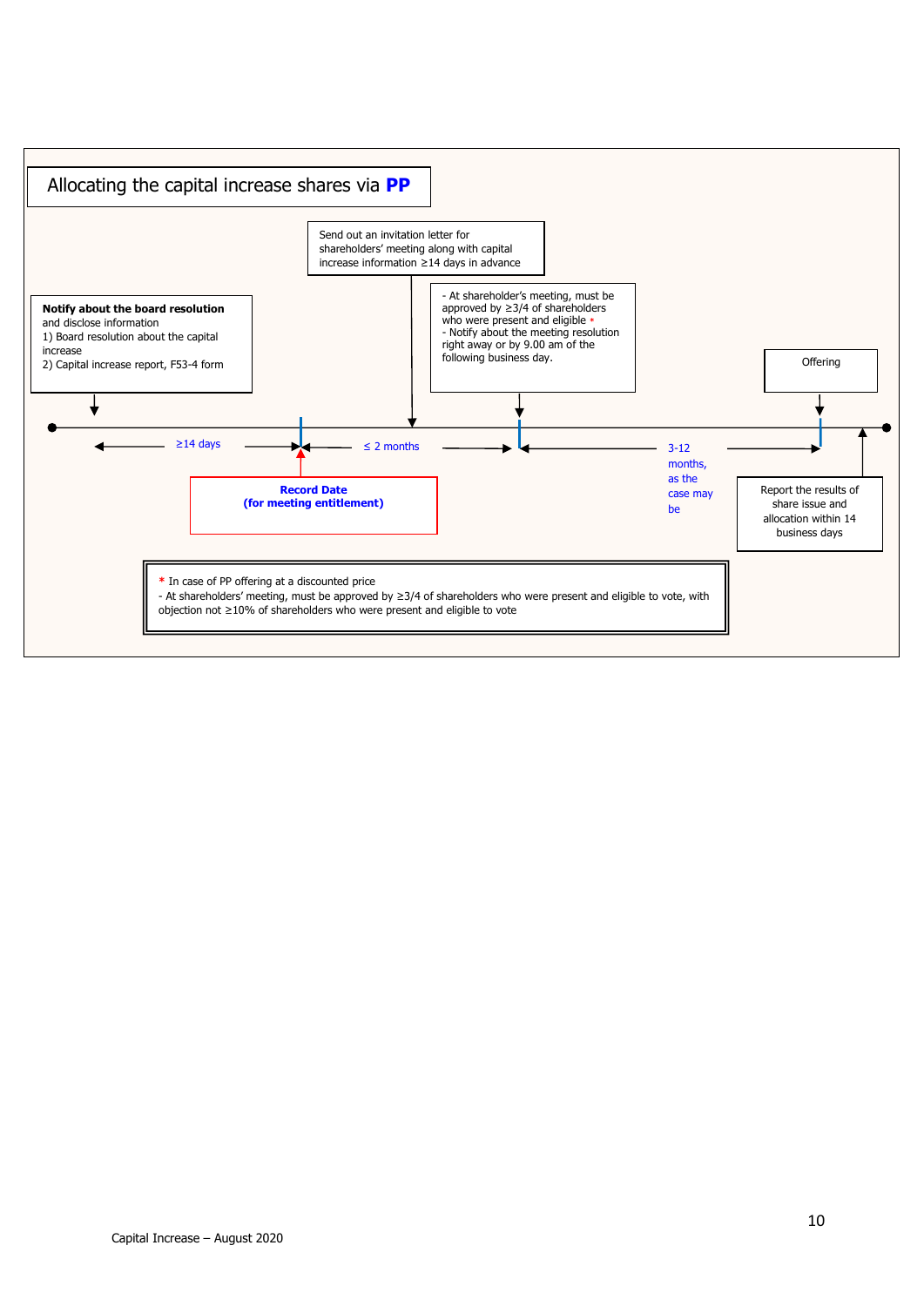## Allocating the capital increase shares via **PP**

**Notify about the board resolution** and disclose information
1) Board resolution about the capital increase
2) Capital increase report, F53-4 form

Send out an invitation letter for shareholders' meeting along with capital increase information ≥14 days in advance

- At shareholder's meeting, must be approved by ≥3/4 of shareholders who were present and eligible *
- Notify about the meeting resolution right away or by 9.00 am of the following business day.

Offering

≥14 days

≤ 2 months

3-12 months, as the case may be

**Record Date (for meeting entitlement)**

Report the results of share issue and allocation within 14 business days

\* In case of PP offering at a discounted price
- At shareholders' meeting, must be approved by ≥3/4 of shareholders who were present and eligible to vote, with objection not ≥10% of shareholders who were present and eligible to vote

Capital Increase – August 2020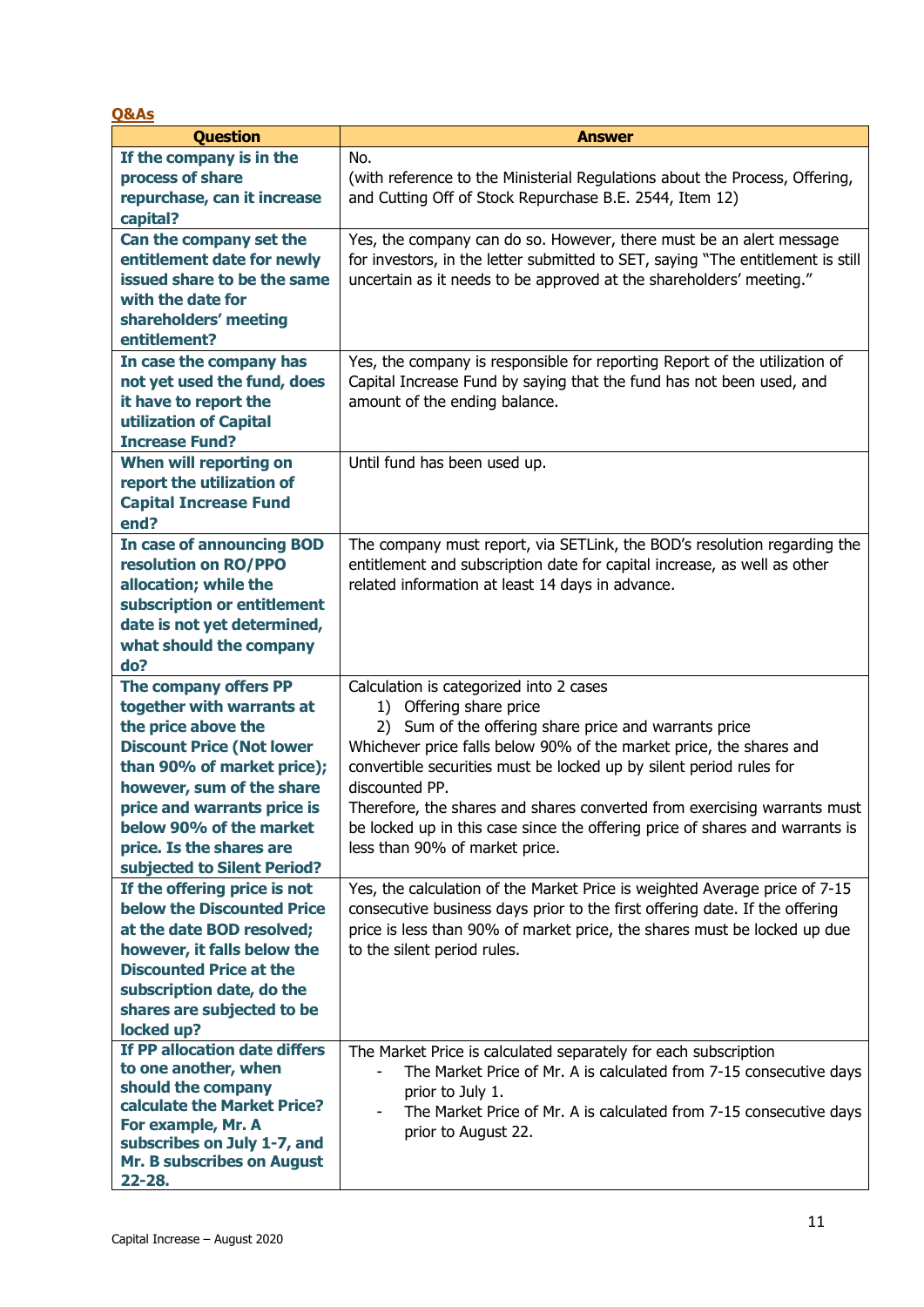**Q&As**

| Question | Answer |
|---|---|
| **If the company is in the process of share repurchase, can it increase capital?** | No.<br>(with reference to the Ministerial Regulations about the Process, Offering, and Cutting Off of Stock Repurchase B.E. 2544, Item 12) |
| **Can the company set the entitlement date for newly issued share to be the same with the date for shareholders' meeting entitlement?** | Yes, the company can do so. However, there must be an alert message for investors, in the letter submitted to SET, saying "The entitlement is still uncertain as it needs to be approved at the shareholders' meeting." |
| **In case the company has not yet used the fund, does it have to report the utilization of Capital Increase Fund?** | Yes, the company is responsible for reporting Report of the utilization of Capital Increase Fund by saying that the fund has not been used, and amount of the ending balance. |
| **When will reporting on report the utilization of Capital Increase Fund end?** | Until fund has been used up. |
| **In case of announcing BOD resolution on RO/PPO allocation; while the subscription or entitlement date is not yet determined, what should the company do?** | The company must report, via SETLink, the BOD's resolution regarding the entitlement and subscription date for capital increase, as well as other related information at least 14 days in advance. |
| **The company offers PP together with warrants at the price above the Discount Price (Not lower than 90% of market price); however, sum of the share price and warrants price is below 90% of the market price. Is the shares are subjected to Silent Period?** | Calculation is categorized into 2 cases<br>1) Offering share price<br>2) Sum of the offering share price and warrants price<br>Whichever price falls below 90% of the market price, the shares and convertible securities must be locked up by silent period rules for discounted PP.<br>Therefore, the shares and shares converted from exercising warrants must be locked up in this case since the offering price of shares and warrants is less than 90% of market price. |
| **If the offering price is not below the Discounted Price at the date BOD resolved; however, it falls below the Discounted Price at the subscription date, do the shares are subjected to be locked up?** | Yes, the calculation of the Market Price is weighted Average price of 7-15 consecutive business days prior to the first offering date. If the offering price is less than 90% of market price, the shares must be locked up due to the silent period rules. |
| **If PP allocation date differs to one another, when should the company calculate the Market Price? For example, Mr. A subscribes on July 1-7, and Mr. B subscribes on August 22-28.** | The Market Price is calculated separately for each subscription<br>- The Market Price of Mr. A is calculated from 7-15 consecutive days prior to July 1.<br>- The Market Price of Mr. A is calculated from 7-15 consecutive days prior to August 22. |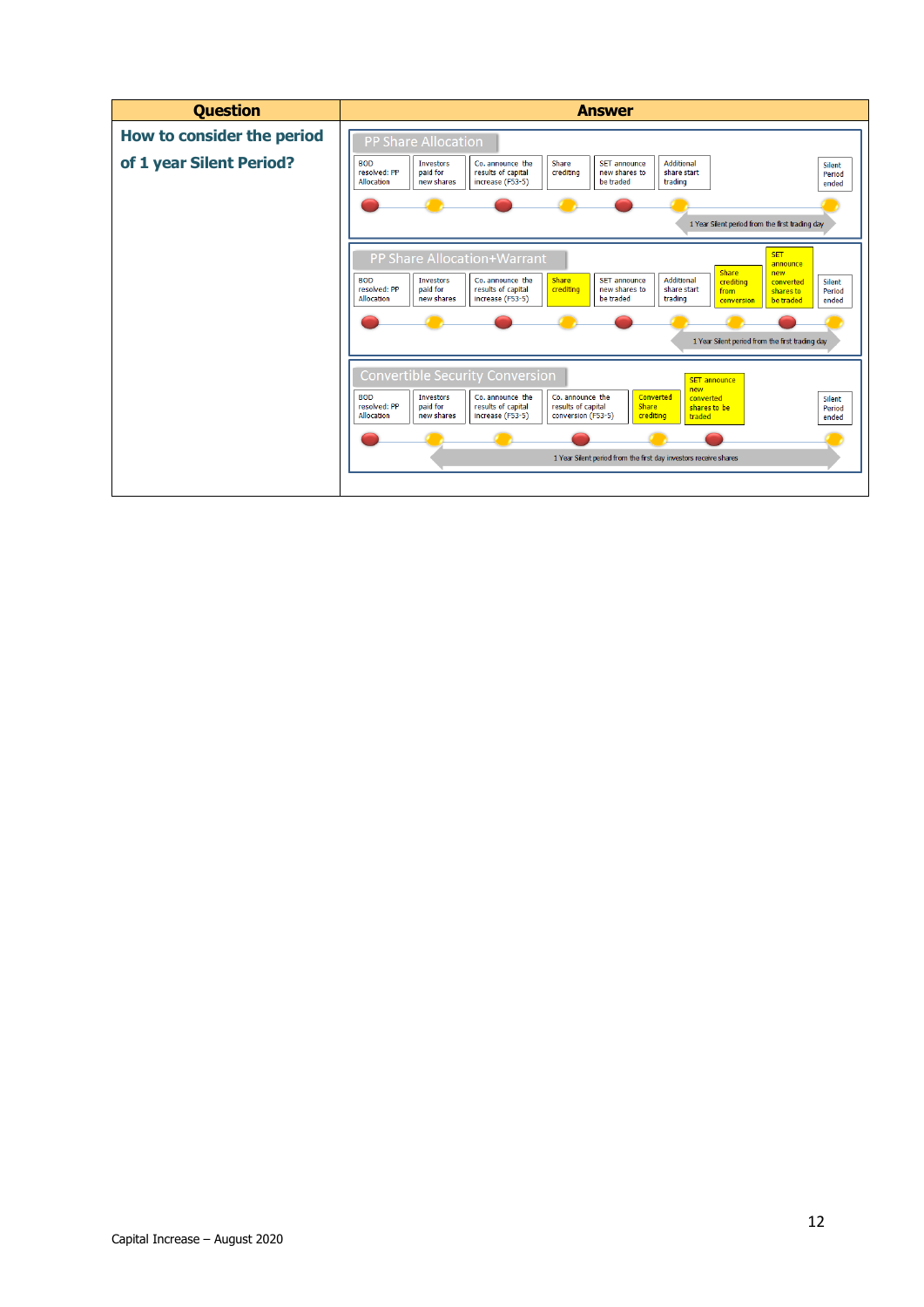| Question | Answer |
|---|---|
| **How to consider the period of 1 year Silent Period?** | **PP Share Allocation**<br>BOD resolved: PP Allocation → Investors paid for new shares → Co. announce the results of capital increase (F53-5) → Share crediting → SET announce new shares to be traded → Additional share start trading → Silent Period ended<br>1 Year Silent period from the first trading day<br><br>**PP Share Allocation+Warrant**<br>BOD resolved: PP Allocation → Investors paid for new shares → Co. announce the results of capital increase (F53-5) → Share crediting → SET announce new shares to be traded → Additional share start trading → Share crediting from conversion → SET announce new converted shares to be traded → Silent Period ended<br>1 Year Silent period from the first trading day<br><br>**Convertible Security Conversion**<br>BOD resolved: PP Allocation → Investors paid for new shares → Co. announce the results of capital increase (F53-5) → Co. announce the results of capital conversion (F53-5) → Converted Share crediting → SET announce new converted shares to be traded → Silent Period ended<br>1 Year Silent period from the first day investors receive shares |

Capital Increase – August 2020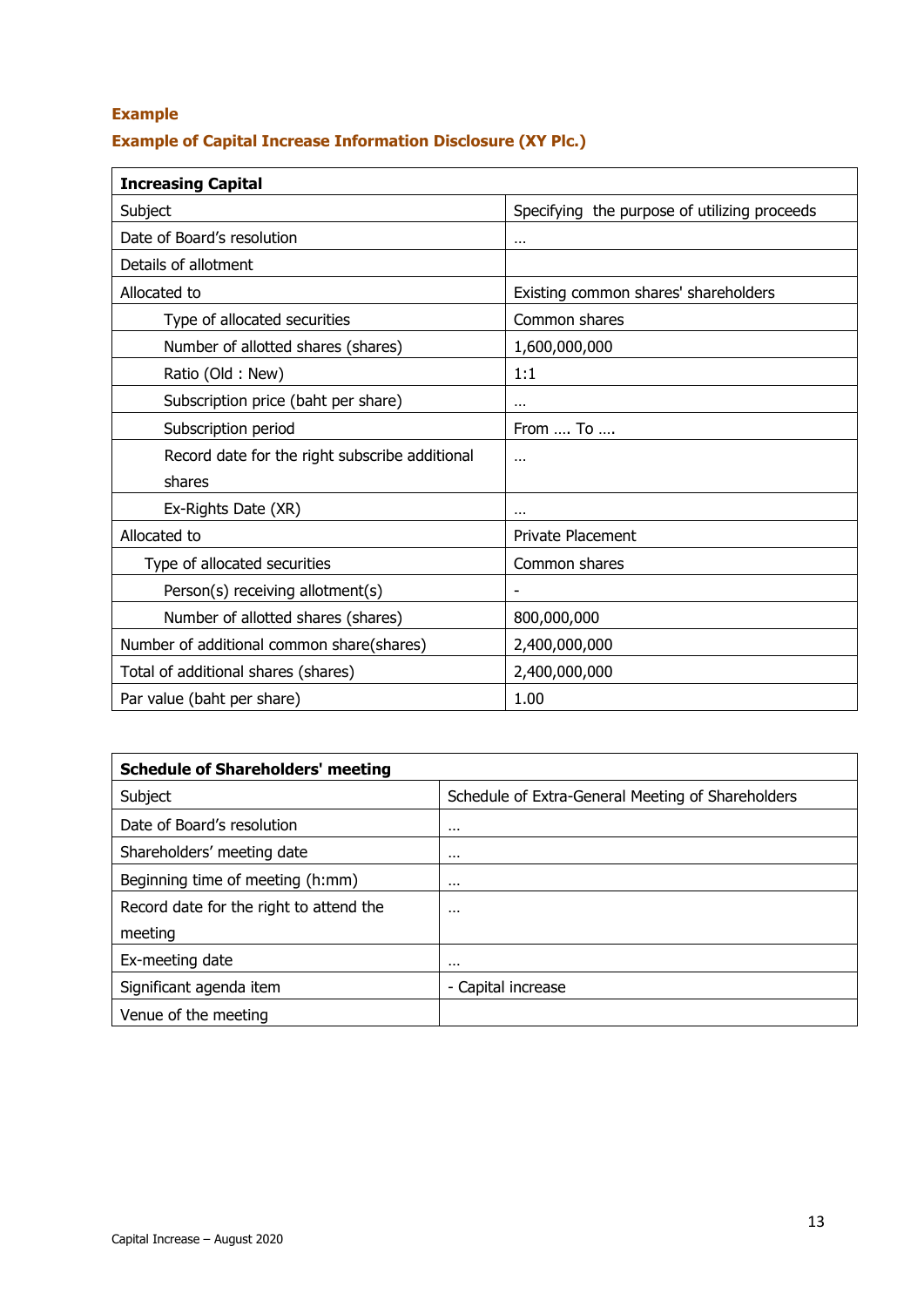**Example**

**Example of Capital Increase Information Disclosure (XY Plc.)**

| **Increasing Capital** | |
|---|---|
| Subject | Specifying the purpose of utilizing proceeds |
| Date of Board's resolution | … |
| Details of allotment | |
| Allocated to | Existing common shares' shareholders |
| Type of allocated securities | Common shares |
| Number of allotted shares (shares) | 1,600,000,000 |
| Ratio (Old : New) | 1:1 |
| Subscription price (baht per share) | … |
| Subscription period | From …. To …. |
| Record date for the right subscribe additional shares | … |
| Ex-Rights Date (XR) | … |
| Allocated to | Private Placement |
| Type of allocated securities | Common shares |
| Person(s) receiving allotment(s) | - |
| Number of allotted shares (shares) | 800,000,000 |
| Number of additional common share(shares) | 2,400,000,000 |
| Total of additional shares (shares) | 2,400,000,000 |
| Par value (baht per share) | 1.00 |

| **Schedule of Shareholders' meeting** | |
|---|---|
| Subject | Schedule of Extra-General Meeting of Shareholders |
| Date of Board's resolution | … |
| Shareholders' meeting date | … |
| Beginning time of meeting (h:mm) | … |
| Record date for the right to attend the meeting | … |
| Ex-meeting date | … |
| Significant agenda item | - Capital increase |
| Venue of the meeting | |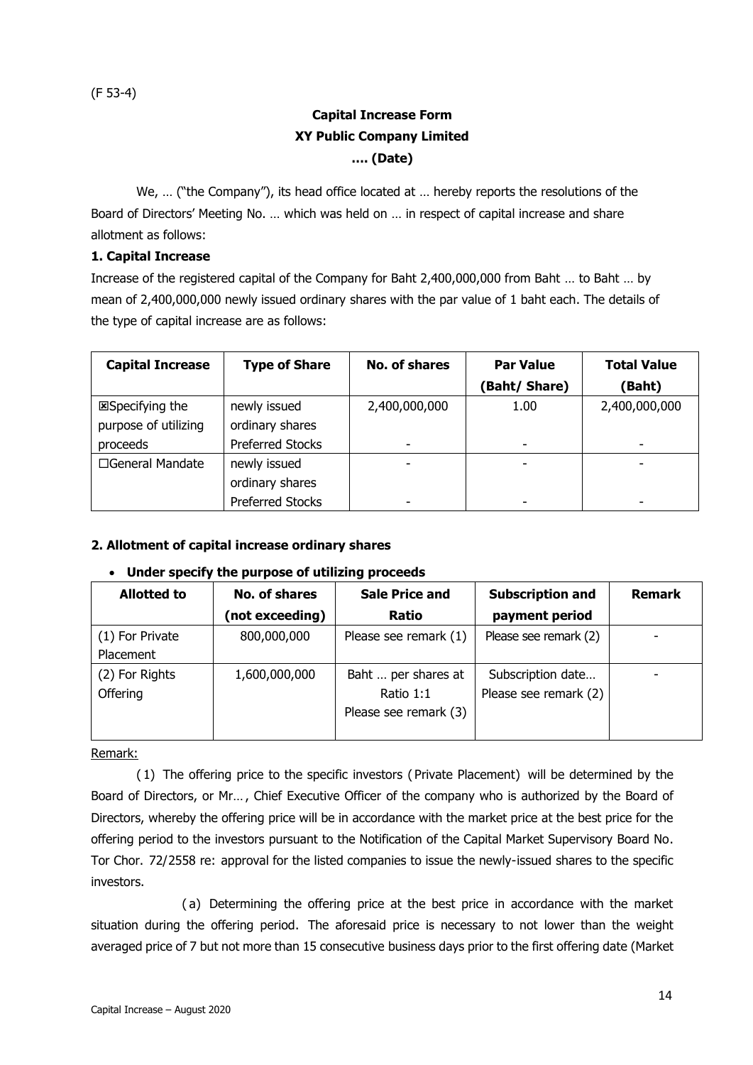(F 53-4)

**Capital Increase Form**
**XY Public Company Limited**
**…. (Date)**

We, … ("the Company"), its head office located at … hereby reports the resolutions of the Board of Directors' Meeting No. … which was held on … in respect of capital increase and share allotment as follows:

**1. Capital Increase**

Increase of the registered capital of the Company for Baht 2,400,000,000 from Baht … to Baht … by mean of 2,400,000,000 newly issued ordinary shares with the par value of 1 baht each. The details of the type of capital increase are as follows:

| Capital Increase | Type of Share | No. of shares | Par Value (Baht/ Share) | Total Value (Baht) |
|---|---|---|---|---|
| ☒Specifying the purpose of utilizing proceeds | newly issued ordinary shares | 2,400,000,000 | 1.00 | 2,400,000,000 |
| | Preferred Stocks | - | - | - |
| ☐General Mandate | newly issued ordinary shares | - | - | - |
| | Preferred Stocks | - | - | - |

**2. Allotment of capital increase ordinary shares**

- **Under specify the purpose of utilizing proceeds**

| Allotted to | No. of shares (not exceeding) | Sale Price and Ratio | Subscription and payment period | Remark |
|---|---|---|---|---|
| (1) For Private Placement | 800,000,000 | Please see remark (1) | Please see remark (2) | - |
| (2) For Rights Offering | 1,600,000,000 | Baht … per shares at Ratio 1:1 Please see remark (3) | Subscription date… Please see remark (2) | - |

Remark:

(1) The offering price to the specific investors (Private Placement) will be determined by the Board of Directors, or Mr…, Chief Executive Officer of the company who is authorized by the Board of Directors, whereby the offering price will be in accordance with the market price at the best price for the offering period to the investors pursuant to the Notification of the Capital Market Supervisory Board No. Tor Chor. 72/2558 re: approval for the listed companies to issue the newly-issued shares to the specific investors.

(a) Determining the offering price at the best price in accordance with the market situation during the offering period. The aforesaid price is necessary to not lower than the weight averaged price of 7 but not more than 15 consecutive business days prior to the first offering date (Market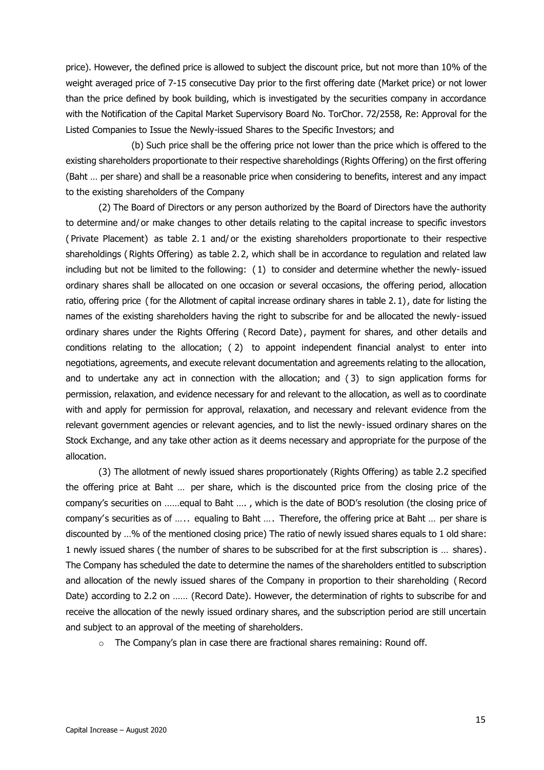price). However, the defined price is allowed to subject the discount price, but not more than 10% of the weight averaged price of 7-15 consecutive Day prior to the first offering date (Market price) or not lower than the price defined by book building, which is investigated by the securities company in accordance with the Notification of the Capital Market Supervisory Board No. TorChor. 72/2558, Re: Approval for the Listed Companies to Issue the Newly-issued Shares to the Specific Investors; and

(b) Such price shall be the offering price not lower than the price which is offered to the existing shareholders proportionate to their respective shareholdings (Rights Offering) on the first offering (Baht … per share) and shall be a reasonable price when considering to benefits, interest and any impact to the existing shareholders of the Company

(2) The Board of Directors or any person authorized by the Board of Directors have the authority to determine and/or make changes to other details relating to the capital increase to specific investors (Private Placement) as table 2.1 and/or the existing shareholders proportionate to their respective shareholdings (Rights Offering) as table 2.2, which shall be in accordance to regulation and related law including but not be limited to the following: (1) to consider and determine whether the newly-issued ordinary shares shall be allocated on one occasion or several occasions, the offering period, allocation ratio, offering price (for the Allotment of capital increase ordinary shares in table 2.1), date for listing the names of the existing shareholders having the right to subscribe for and be allocated the newly-issued ordinary shares under the Rights Offering (Record Date), payment for shares, and other details and conditions relating to the allocation; (2) to appoint independent financial analyst to enter into negotiations, agreements, and execute relevant documentation and agreements relating to the allocation, and to undertake any act in connection with the allocation; and (3) to sign application forms for permission, relaxation, and evidence necessary for and relevant to the allocation, as well as to coordinate with and apply for permission for approval, relaxation, and necessary and relevant evidence from the relevant government agencies or relevant agencies, and to list the newly-issued ordinary shares on the Stock Exchange, and any take other action as it deems necessary and appropriate for the purpose of the allocation.

(3) The allotment of newly issued shares proportionately (Rights Offering) as table 2.2 specified the offering price at Baht … per share, which is the discounted price from the closing price of the company's securities on ……equal to Baht …. , which is the date of BOD's resolution (the closing price of company's securities as of ….. equaling to Baht …. Therefore, the offering price at Baht … per share is discounted by …% of the mentioned closing price) The ratio of newly issued shares equals to 1 old share: 1 newly issued shares (the number of shares to be subscribed for at the first subscription is … shares). The Company has scheduled the date to determine the names of the shareholders entitled to subscription and allocation of the newly issued shares of the Company in proportion to their shareholding (Record Date) according to 2.2 on …… (Record Date). However, the determination of rights to subscribe for and receive the allocation of the newly issued ordinary shares, and the subscription period are still uncertain and subject to an approval of the meeting of shareholders.

- The Company's plan in case there are fractional shares remaining: Round off.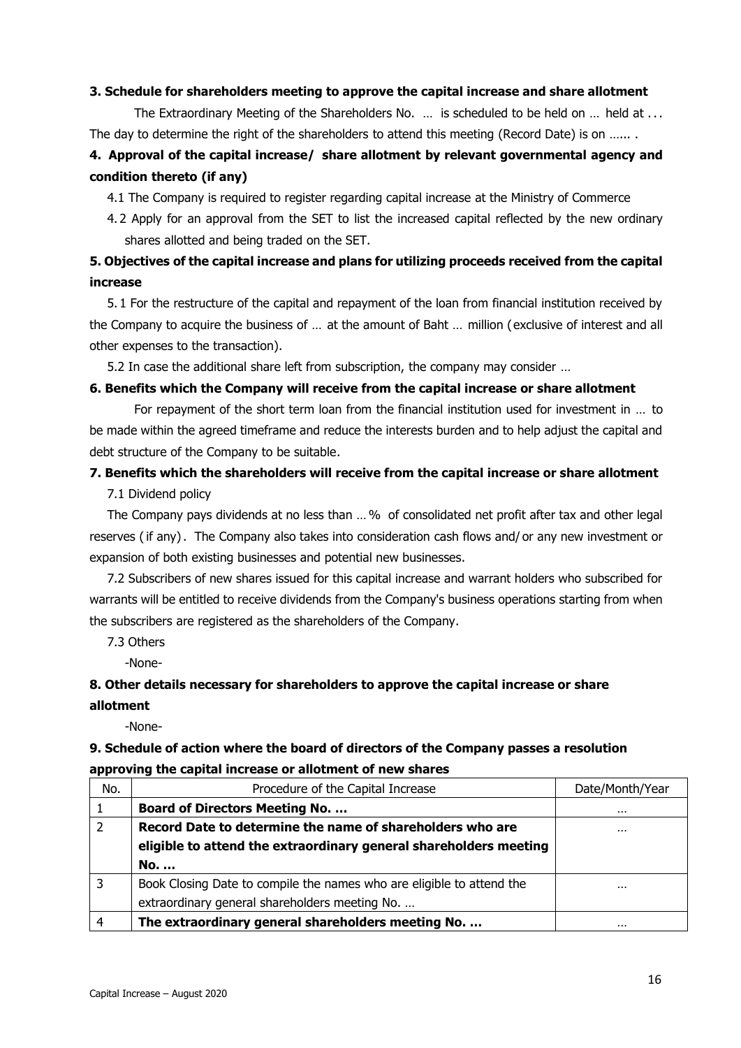**3. Schedule for shareholders meeting to approve the capital increase and share allotment**

The Extraordinary Meeting of the Shareholders No. … is scheduled to be held on … held at ... The day to determine the right of the shareholders to attend this meeting (Record Date) is on …... .

**4. Approval of the capital increase/ share allotment by relevant governmental agency and condition thereto (if any)**

4.1 The Company is required to register regarding capital increase at the Ministry of Commerce

4.2 Apply for an approval from the SET to list the increased capital reflected by the new ordinary shares allotted and being traded on the SET.

**5. Objectives of the capital increase and plans for utilizing proceeds received from the capital increase**

5.1 For the restructure of the capital and repayment of the loan from financial institution received by the Company to acquire the business of … at the amount of Baht … million (exclusive of interest and all other expenses to the transaction).

5.2 In case the additional share left from subscription, the company may consider …

**6. Benefits which the Company will receive from the capital increase or share allotment**

For repayment of the short term loan from the financial institution used for investment in … to be made within the agreed timeframe and reduce the interests burden and to help adjust the capital and debt structure of the Company to be suitable.

**7. Benefits which the shareholders will receive from the capital increase or share allotment**

7.1 Dividend policy

The Company pays dividends at no less than … % of consolidated net profit after tax and other legal reserves (if any). The Company also takes into consideration cash flows and/or any new investment or expansion of both existing businesses and potential new businesses.

7.2 Subscribers of new shares issued for this capital increase and warrant holders who subscribed for warrants will be entitled to receive dividends from the Company's business operations starting from when the subscribers are registered as the shareholders of the Company.

7.3 Others

-None-

**8. Other details necessary for shareholders to approve the capital increase or share allotment**

-None-

**9. Schedule of action where the board of directors of the Company passes a resolution approving the capital increase or allotment of new shares**

| No. | Procedure of the Capital Increase | Date/Month/Year |
|---|---|---|
| 1 | **Board of Directors Meeting No. …** | … |
| 2 | **Record Date to determine the name of shareholders who are eligible to attend the extraordinary general shareholders meeting No. …** | … |
| 3 | Book Closing Date to compile the names who are eligible to attend the extraordinary general shareholders meeting No. … | … |
| 4 | **The extraordinary general shareholders meeting No. …** | … |

Capital Increase – August 2020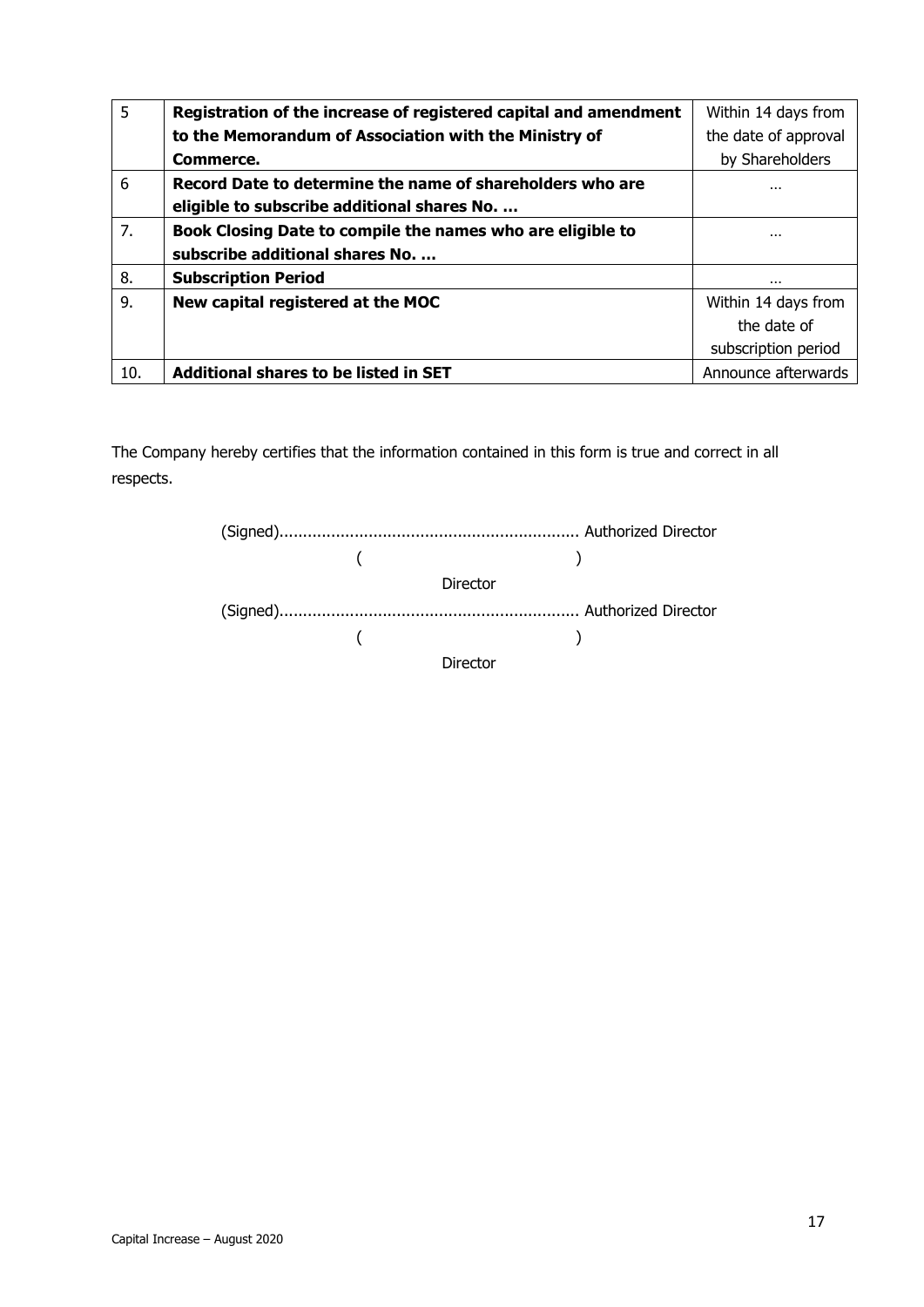| 5 | **Registration of the increase of registered capital and amendment to the Memorandum of Association with the Ministry of Commerce.** | Within 14 days from the date of approval by Shareholders |
|---|---|---|
| 6 | **Record Date to determine the name of shareholders who are eligible to subscribe additional shares No. …** | … |
| 7. | **Book Closing Date to compile the names who are eligible to subscribe additional shares No. …** | … |
| 8. | **Subscription Period** | … |
| 9. | **New capital registered at the MOC** | Within 14 days from the date of subscription period |
| 10. | **Additional shares to be listed in SET** | Announce afterwards |

The Company hereby certifies that the information contained in this form is true and correct in all respects.

(Signed)................................................................ Authorized Director

( )

Director

(Signed)................................................................ Authorized Director

( )

Director

Capital Increase – August 2020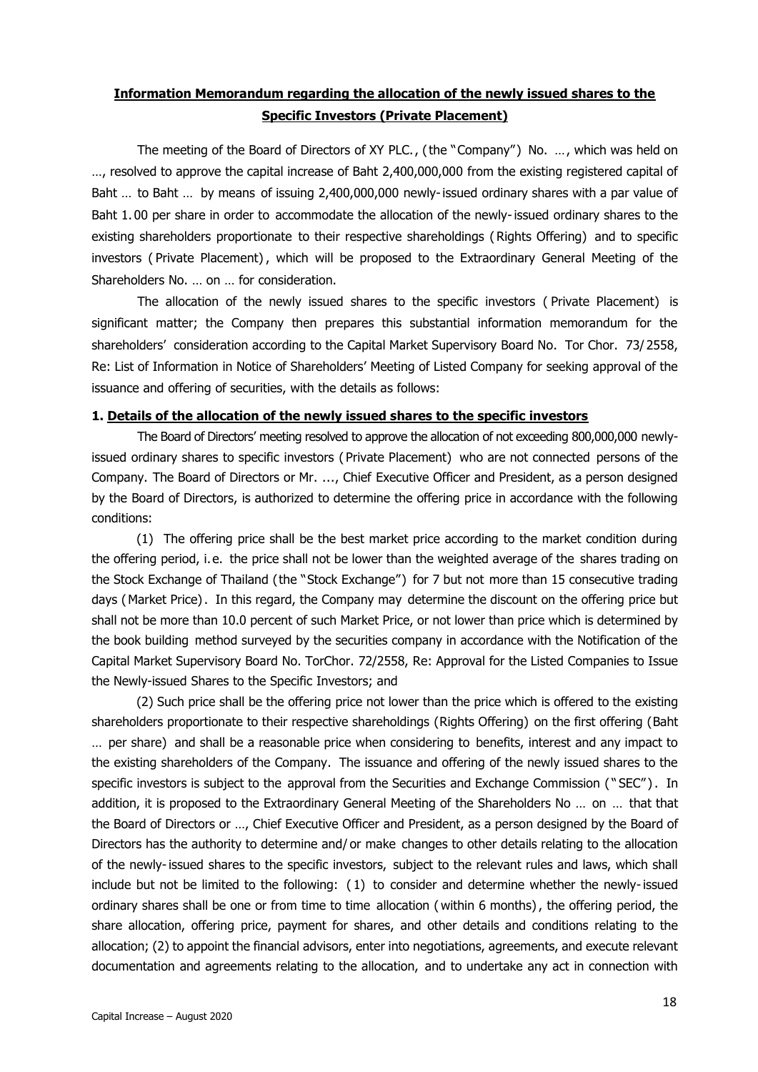**Information Memorandum regarding the allocation of the newly issued shares to the Specific Investors (Private Placement)**

The meeting of the Board of Directors of XY PLC., (the "Company") No. …, which was held on …, resolved to approve the capital increase of Baht 2,400,000,000 from the existing registered capital of Baht … to Baht … by means of issuing 2,400,000,000 newly-issued ordinary shares with a par value of Baht 1.00 per share in order to accommodate the allocation of the newly-issued ordinary shares to the existing shareholders proportionate to their respective shareholdings (Rights Offering) and to specific investors (Private Placement), which will be proposed to the Extraordinary General Meeting of the Shareholders No. … on … for consideration.

The allocation of the newly issued shares to the specific investors (Private Placement) is significant matter; the Company then prepares this substantial information memorandum for the shareholders' consideration according to the Capital Market Supervisory Board No. Tor Chor. 73/2558, Re: List of Information in Notice of Shareholders' Meeting of Listed Company for seeking approval of the issuance and offering of securities, with the details as follows:

**1. Details of the allocation of the newly issued shares to the specific investors**

The Board of Directors' meeting resolved to approve the allocation of not exceeding 800,000,000 newly-issued ordinary shares to specific investors (Private Placement) who are not connected persons of the Company. The Board of Directors or Mr. ..., Chief Executive Officer and President, as a person designed by the Board of Directors, is authorized to determine the offering price in accordance with the following conditions:

(1) The offering price shall be the best market price according to the market condition during the offering period, i.e. the price shall not be lower than the weighted average of the shares trading on the Stock Exchange of Thailand (the "Stock Exchange") for 7 but not more than 15 consecutive trading days (Market Price). In this regard, the Company may determine the discount on the offering price but shall not be more than 10.0 percent of such Market Price, or not lower than price which is determined by the book building method surveyed by the securities company in accordance with the Notification of the Capital Market Supervisory Board No. TorChor. 72/2558, Re: Approval for the Listed Companies to Issue the Newly-issued Shares to the Specific Investors; and

(2) Such price shall be the offering price not lower than the price which is offered to the existing shareholders proportionate to their respective shareholdings (Rights Offering) on the first offering (Baht … per share) and shall be a reasonable price when considering to benefits, interest and any impact to the existing shareholders of the Company. The issuance and offering of the newly issued shares to the specific investors is subject to the approval from the Securities and Exchange Commission ("SEC"). In addition, it is proposed to the Extraordinary General Meeting of the Shareholders No … on … that that the Board of Directors or …, Chief Executive Officer and President, as a person designed by the Board of Directors has the authority to determine and/or make changes to other details relating to the allocation of the newly-issued shares to the specific investors, subject to the relevant rules and laws, which shall include but not be limited to the following: (1) to consider and determine whether the newly-issued ordinary shares shall be one or from time to time allocation (within 6 months), the offering period, the share allocation, offering price, payment for shares, and other details and conditions relating to the allocation; (2) to appoint the financial advisors, enter into negotiations, agreements, and execute relevant documentation and agreements relating to the allocation, and to undertake any act in connection with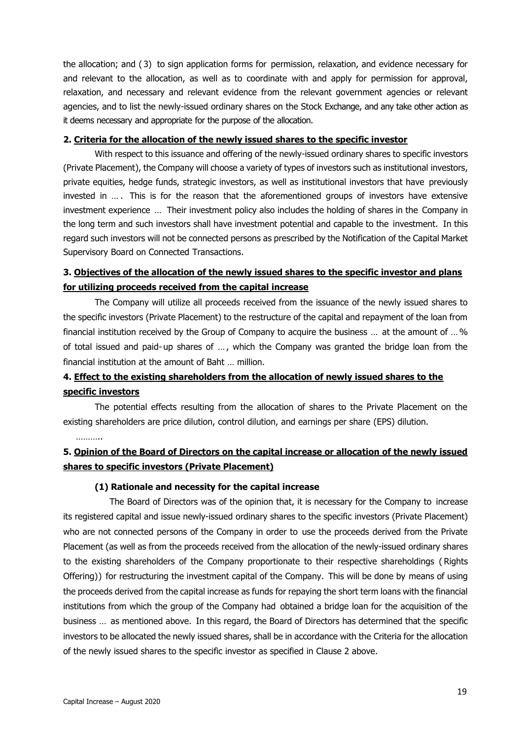the allocation; and (3) to sign application forms for permission, relaxation, and evidence necessary for and relevant to the allocation, as well as to coordinate with and apply for permission for approval, relaxation, and necessary and relevant evidence from the relevant government agencies or relevant agencies, and to list the newly-issued ordinary shares on the Stock Exchange, and any take other action as it deems necessary and appropriate for the purpose of the allocation.

**2. <u>Criteria for the allocation of the newly issued shares to the specific investor</u>**

With respect to this issuance and offering of the newly-issued ordinary shares to specific investors (Private Placement), the Company will choose a variety of types of investors such as institutional investors, private equities, hedge funds, strategic investors, as well as institutional investors that have previously invested in … . This is for the reason that the aforementioned groups of investors have extensive investment experience … Their investment policy also includes the holding of shares in the Company in the long term and such investors shall have investment potential and capable to the investment. In this regard such investors will not be connected persons as prescribed by the Notification of the Capital Market Supervisory Board on Connected Transactions.

**3. <u>Objectives of the allocation of the newly issued shares to the specific investor and plans for utilizing proceeds received from the capital increase</u>**

The Company will utilize all proceeds received from the issuance of the newly issued shares to the specific investors (Private Placement) to the restructure of the capital and repayment of the loan from financial institution received by the Group of Company to acquire the business … at the amount of … % of total issued and paid-up shares of … , which the Company was granted the bridge loan from the financial institution at the amount of Baht … million.

**4. <u>Effect to the existing shareholders from the allocation of newly issued shares to the specific investors</u>**

The potential effects resulting from the allocation of shares to the Private Placement on the existing shareholders are price dilution, control dilution, and earnings per share (EPS) dilution.

………..

**5. <u>Opinion of the Board of Directors on the capital increase or allocation of the newly issued shares to specific investors (Private Placement)</u>**

**(1) Rationale and necessity for the capital increase**

The Board of Directors was of the opinion that, it is necessary for the Company to increase its registered capital and issue newly-issued ordinary shares to the specific investors (Private Placement) who are not connected persons of the Company in order to use the proceeds derived from the Private Placement (as well as from the proceeds received from the allocation of the newly-issued ordinary shares to the existing shareholders of the Company proportionate to their respective shareholdings (Rights Offering)) for restructuring the investment capital of the Company. This will be done by means of using the proceeds derived from the capital increase as funds for repaying the short term loans with the financial institutions from which the group of the Company had obtained a bridge loan for the acquisition of the business … as mentioned above. In this regard, the Board of Directors has determined that the specific investors to be allocated the newly issued shares, shall be in accordance with the Criteria for the allocation of the newly issued shares to the specific investor as specified in Clause 2 above.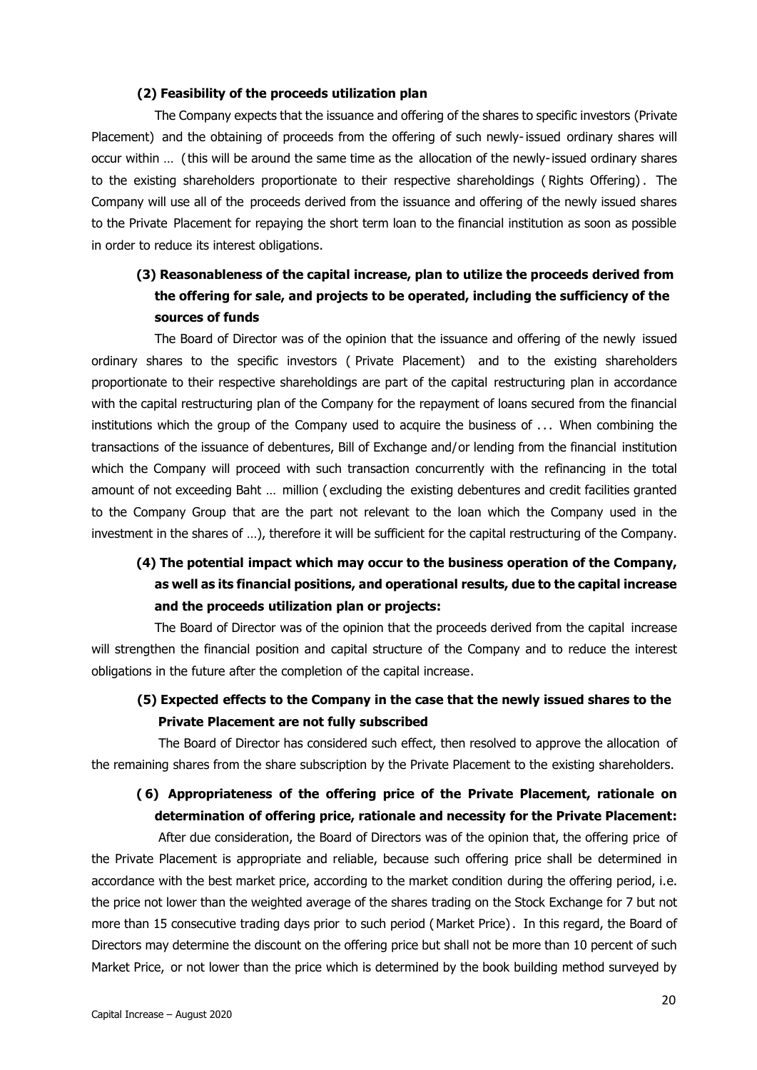**(2) Feasibility of the proceeds utilization plan**

The Company expects that the issuance and offering of the shares to specific investors (Private Placement) and the obtaining of proceeds from the offering of such newly-issued ordinary shares will occur within … (this will be around the same time as the allocation of the newly-issued ordinary shares to the existing shareholders proportionate to their respective shareholdings (Rights Offering). The Company will use all of the proceeds derived from the issuance and offering of the newly issued shares to the Private Placement for repaying the short term loan to the financial institution as soon as possible in order to reduce its interest obligations.

**(3) Reasonableness of the capital increase, plan to utilize the proceeds derived from the offering for sale, and projects to be operated, including the sufficiency of the sources of funds**

The Board of Director was of the opinion that the issuance and offering of the newly issued ordinary shares to the specific investors (Private Placement) and to the existing shareholders proportionate to their respective shareholdings are part of the capital restructuring plan in accordance with the capital restructuring plan of the Company for the repayment of loans secured from the financial institutions which the group of the Company used to acquire the business of ... When combining the transactions of the issuance of debentures, Bill of Exchange and/or lending from the financial institution which the Company will proceed with such transaction concurrently with the refinancing in the total amount of not exceeding Baht … million (excluding the existing debentures and credit facilities granted to the Company Group that are the part not relevant to the loan which the Company used in the investment in the shares of …), therefore it will be sufficient for the capital restructuring of the Company.

**(4) The potential impact which may occur to the business operation of the Company, as well as its financial positions, and operational results, due to the capital increase and the proceeds utilization plan or projects:**

The Board of Director was of the opinion that the proceeds derived from the capital increase will strengthen the financial position and capital structure of the Company and to reduce the interest obligations in the future after the completion of the capital increase.

**(5) Expected effects to the Company in the case that the newly issued shares to the Private Placement are not fully subscribed**

The Board of Director has considered such effect, then resolved to approve the allocation of the remaining shares from the share subscription by the Private Placement to the existing shareholders.

**(6) Appropriateness of the offering price of the Private Placement, rationale on determination of offering price, rationale and necessity for the Private Placement:**

After due consideration, the Board of Directors was of the opinion that, the offering price of the Private Placement is appropriate and reliable, because such offering price shall be determined in accordance with the best market price, according to the market condition during the offering period, i.e. the price not lower than the weighted average of the shares trading on the Stock Exchange for 7 but not more than 15 consecutive trading days prior to such period (Market Price). In this regard, the Board of Directors may determine the discount on the offering price but shall not be more than 10 percent of such Market Price, or not lower than the price which is determined by the book building method surveyed by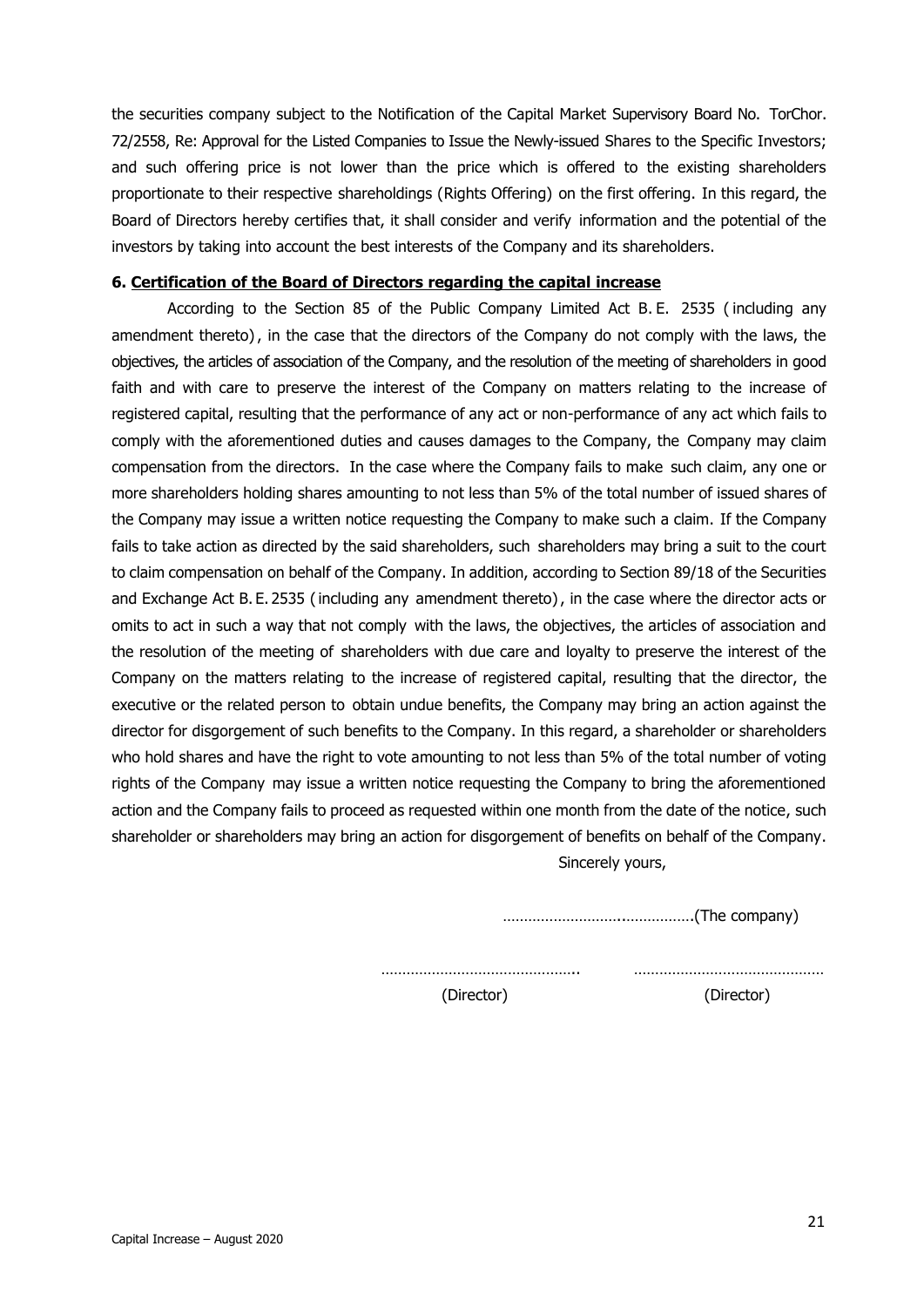the securities company subject to the Notification of the Capital Market Supervisory Board No. TorChor. 72/2558, Re: Approval for the Listed Companies to Issue the Newly-issued Shares to the Specific Investors; and such offering price is not lower than the price which is offered to the existing shareholders proportionate to their respective shareholdings (Rights Offering) on the first offering. In this regard, the Board of Directors hereby certifies that, it shall consider and verify information and the potential of the investors by taking into account the best interests of the Company and its shareholders.

**6. <u>Certification of the Board of Directors regarding the capital increase</u>**

According to the Section 85 of the Public Company Limited Act B.E. 2535 (including any amendment thereto), in the case that the directors of the Company do not comply with the laws, the objectives, the articles of association of the Company, and the resolution of the meeting of shareholders in good faith and with care to preserve the interest of the Company on matters relating to the increase of registered capital, resulting that the performance of any act or non-performance of any act which fails to comply with the aforementioned duties and causes damages to the Company, the Company may claim compensation from the directors. In the case where the Company fails to make such claim, any one or more shareholders holding shares amounting to not less than 5% of the total number of issued shares of the Company may issue a written notice requesting the Company to make such a claim. If the Company fails to take action as directed by the said shareholders, such shareholders may bring a suit to the court to claim compensation on behalf of the Company. In addition, according to Section 89/18 of the Securities and Exchange Act B.E. 2535 (including any amendment thereto), in the case where the director acts or omits to act in such a way that not comply with the laws, the objectives, the articles of association and the resolution of the meeting of shareholders with due care and loyalty to preserve the interest of the Company on the matters relating to the increase of registered capital, resulting that the director, the executive or the related person to obtain undue benefits, the Company may bring an action against the director for disgorgement of such benefits to the Company. In this regard, a shareholder or shareholders who hold shares and have the right to vote amounting to not less than 5% of the total number of voting rights of the Company may issue a written notice requesting the Company to bring the aforementioned action and the Company fails to proceed as requested within one month from the date of the notice, such shareholder or shareholders may bring an action for disgorgement of benefits on behalf of the Company.

Sincerely yours,

…………………………………………(The company)

………………………………………… ………………………………………

(Director) (Director)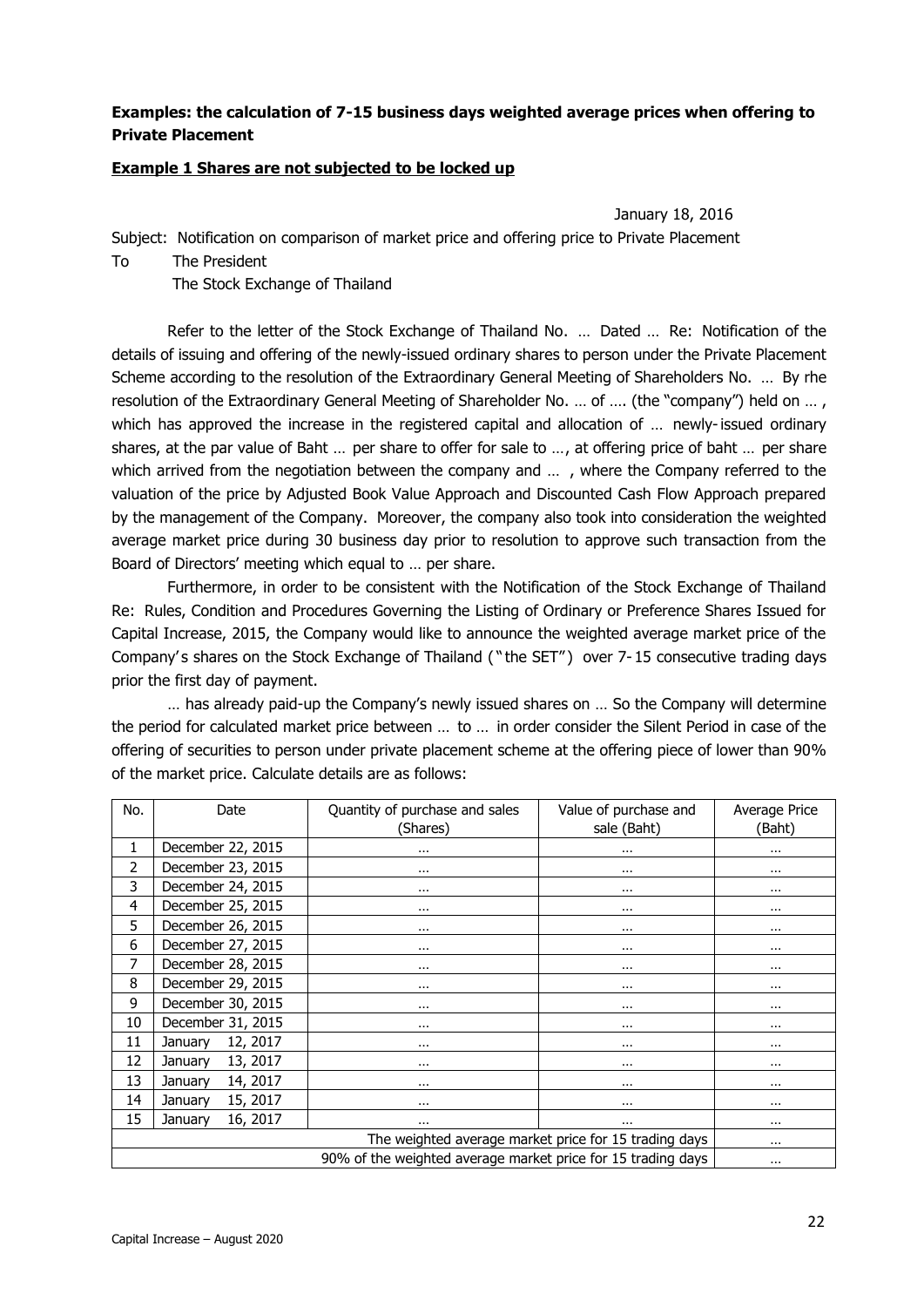**Examples: the calculation of 7-15 business days weighted average prices when offering to Private Placement**

**Example 1 Shares are not subjected to be locked up**

January 18, 2016

Subject: Notification on comparison of market price and offering price to Private Placement

To The President

The Stock Exchange of Thailand

Refer to the letter of the Stock Exchange of Thailand No. … Dated … Re: Notification of the details of issuing and offering of the newly-issued ordinary shares to person under the Private Placement Scheme according to the resolution of the Extraordinary General Meeting of Shareholders No. … By rhe resolution of the Extraordinary General Meeting of Shareholder No. … of …. (the "company") held on … , which has approved the increase in the registered capital and allocation of … newly-issued ordinary shares, at the par value of Baht … per share to offer for sale to …, at offering price of baht … per share which arrived from the negotiation between the company and … , where the Company referred to the valuation of the price by Adjusted Book Value Approach and Discounted Cash Flow Approach prepared by the management of the Company. Moreover, the company also took into consideration the weighted average market price during 30 business day prior to resolution to approve such transaction from the Board of Directors' meeting which equal to … per share.

Furthermore, in order to be consistent with the Notification of the Stock Exchange of Thailand Re: Rules, Condition and Procedures Governing the Listing of Ordinary or Preference Shares Issued for Capital Increase, 2015, the Company would like to announce the weighted average market price of the Company's shares on the Stock Exchange of Thailand ("the SET") over 7-15 consecutive trading days prior the first day of payment.

… has already paid-up the Company's newly issued shares on … So the Company will determine the period for calculated market price between … to … in order consider the Silent Period in case of the offering of securities to person under private placement scheme at the offering piece of lower than 90% of the market price. Calculate details are as follows:

| No. | Date | Quantity of purchase and sales (Shares) | Value of purchase and sale (Baht) | Average Price (Baht) |
|---|---|---|---|---|
| 1 | December 22, 2015 | … | … | … |
| 2 | December 23, 2015 | … | … | … |
| 3 | December 24, 2015 | … | … | … |
| 4 | December 25, 2015 | … | … | … |
| 5 | December 26, 2015 | … | … | … |
| 6 | December 27, 2015 | … | … | … |
| 7 | December 28, 2015 | … | … | … |
| 8 | December 29, 2015 | … | … | … |
| 9 | December 30, 2015 | … | … | … |
| 10 | December 31, 2015 | … | … | … |
| 11 | January 12, 2017 | … | … | … |
| 12 | January 13, 2017 | … | … | … |
| 13 | January 14, 2017 | … | … | … |
| 14 | January 15, 2017 | … | … | … |
| 15 | January 16, 2017 | … | … | … |
| The weighted average market price for 15 trading days | | | | … |
| 90% of the weighted average market price for 15 trading days | | | | … |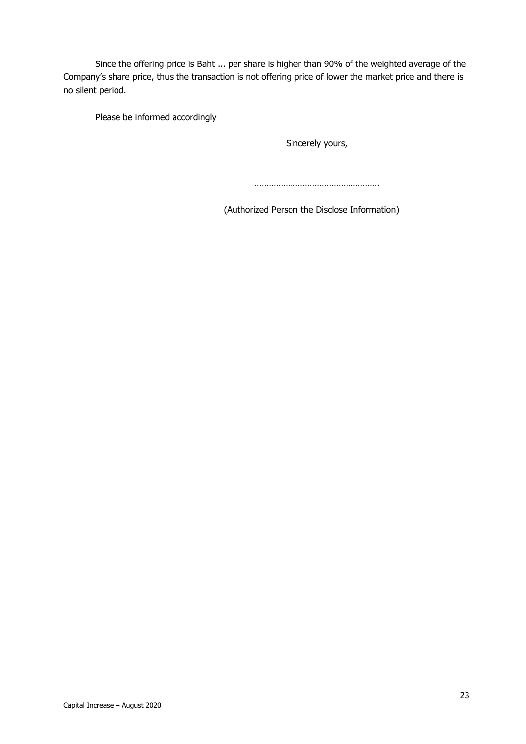Since the offering price is Baht ... per share is higher than 90% of the weighted average of the Company's share price, thus the transaction is not offering price of lower the market price and there is no silent period.

Please be informed accordingly

Sincerely yours,

…………………………………………….

(Authorized Person the Disclose Information)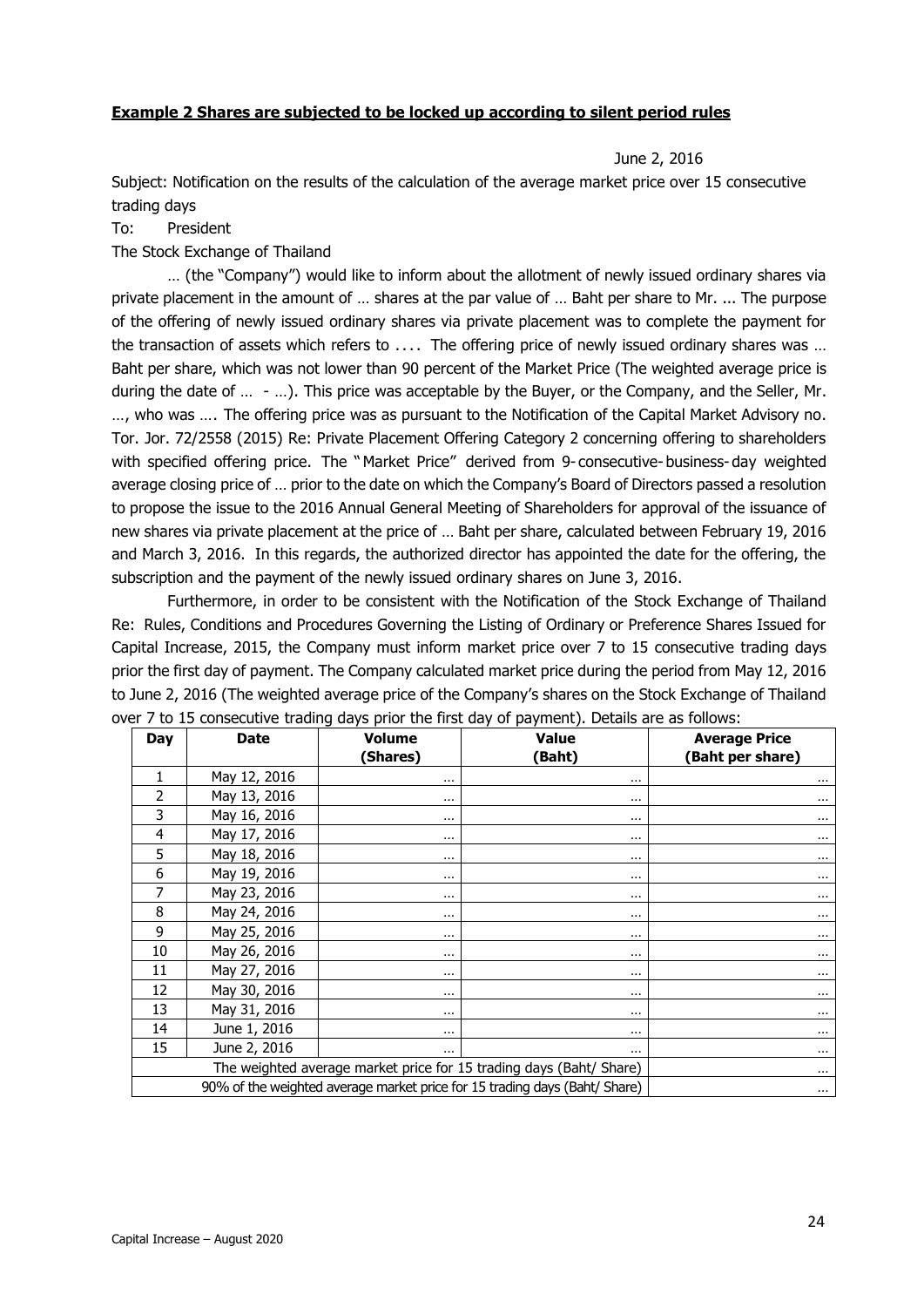**Example 2 Shares are subjected to be locked up according to silent period rules**

June 2, 2016

Subject: Notification on the results of the calculation of the average market price over 15 consecutive trading days

To: President

The Stock Exchange of Thailand

… (the "Company") would like to inform about the allotment of newly issued ordinary shares via private placement in the amount of … shares at the par value of … Baht per share to Mr. ... The purpose of the offering of newly issued ordinary shares via private placement was to complete the payment for the transaction of assets which refers to .... The offering price of newly issued ordinary shares was … Baht per share, which was not lower than 90 percent of the Market Price (The weighted average price is during the date of … - …). This price was acceptable by the Buyer, or the Company, and the Seller, Mr. …, who was …. The offering price was as pursuant to the Notification of the Capital Market Advisory no. Tor. Jor. 72/2558 (2015) Re: Private Placement Offering Category 2 concerning offering to shareholders with specified offering price. The "Market Price" derived from 9-consecutive-business-day weighted average closing price of … prior to the date on which the Company's Board of Directors passed a resolution to propose the issue to the 2016 Annual General Meeting of Shareholders for approval of the issuance of new shares via private placement at the price of … Baht per share, calculated between February 19, 2016 and March 3, 2016. In this regards, the authorized director has appointed the date for the offering, the subscription and the payment of the newly issued ordinary shares on June 3, 2016.

Furthermore, in order to be consistent with the Notification of the Stock Exchange of Thailand Re: Rules, Conditions and Procedures Governing the Listing of Ordinary or Preference Shares Issued for Capital Increase, 2015, the Company must inform market price over 7 to 15 consecutive trading days prior the first day of payment. The Company calculated market price during the period from May 12, 2016 to June 2, 2016 (The weighted average price of the Company's shares on the Stock Exchange of Thailand over 7 to 15 consecutive trading days prior the first day of payment). Details are as follows:

| Day | Date | Volume (Shares) | Value (Baht) | Average Price (Baht per share) |
|---|---|---|---|---|
| 1 | May 12, 2016 | … | … | … |
| 2 | May 13, 2016 | … | … | … |
| 3 | May 16, 2016 | … | … | … |
| 4 | May 17, 2016 | … | … | … |
| 5 | May 18, 2016 | … | … | … |
| 6 | May 19, 2016 | … | … | … |
| 7 | May 23, 2016 | … | … | … |
| 8 | May 24, 2016 | … | … | … |
| 9 | May 25, 2016 | … | … | … |
| 10 | May 26, 2016 | … | … | … |
| 11 | May 27, 2016 | … | … | … |
| 12 | May 30, 2016 | … | … | … |
| 13 | May 31, 2016 | … | … | … |
| 14 | June 1, 2016 | … | … | … |
| 15 | June 2, 2016 | … | … | … |
| The weighted average market price for 15 trading days (Baht/ Share) | | | | … |
| 90% of the weighted average market price for 15 trading days (Baht/ Share) | | | | … |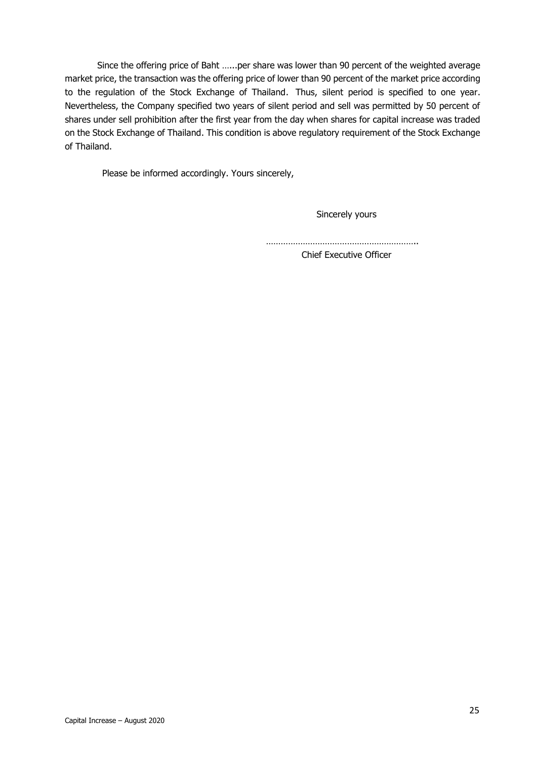Since the offering price of Baht …...per share was lower than 90 percent of the weighted average market price, the transaction was the offering price of lower than 90 percent of the market price according to the regulation of the Stock Exchange of Thailand. Thus, silent period is specified to one year. Nevertheless, the Company specified two years of silent period and sell was permitted by 50 percent of shares under sell prohibition after the first year from the day when shares for capital increase was traded on the Stock Exchange of Thailand. This condition is above regulatory requirement of the Stock Exchange of Thailand.

Please be informed accordingly. Yours sincerely,

Sincerely yours

……………………………………………………..

Chief Executive Officer

Capital Increase – August 2020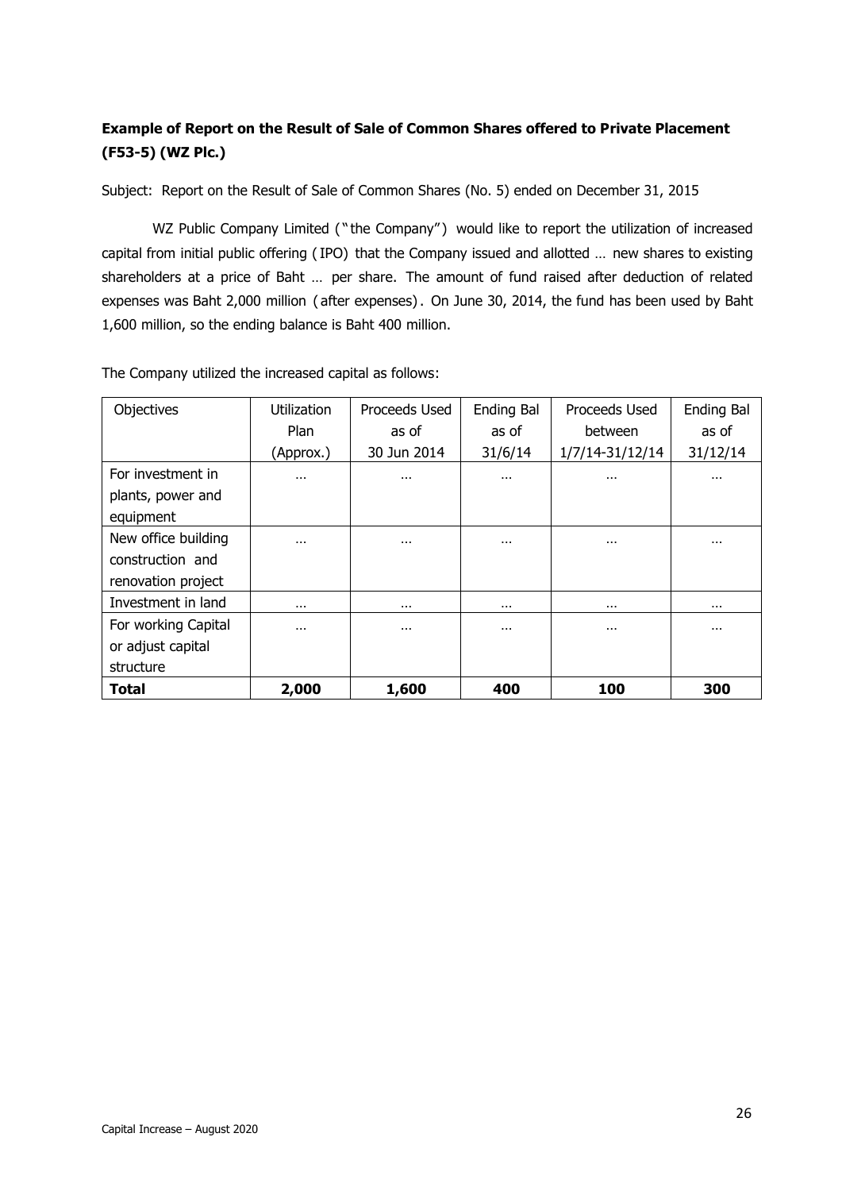**Example of Report on the Result of Sale of Common Shares offered to Private Placement (F53-5) (WZ Plc.)**

Subject: Report on the Result of Sale of Common Shares (No. 5) ended on December 31, 2015

WZ Public Company Limited ("the Company") would like to report the utilization of increased capital from initial public offering (IPO) that the Company issued and allotted … new shares to existing shareholders at a price of Baht … per share. The amount of fund raised after deduction of related expenses was Baht 2,000 million (after expenses). On June 30, 2014, the fund has been used by Baht 1,600 million, so the ending balance is Baht 400 million.

The Company utilized the increased capital as follows:

| Objectives | Utilization Plan (Approx.) | Proceeds Used as of 30 Jun 2014 | Ending Bal as of 31/6/14 | Proceeds Used between 1/7/14-31/12/14 | Ending Bal as of 31/12/14 |
|---|---|---|---|---|---|
| For investment in plants, power and equipment | … | … | … | … | … |
| New office building construction and renovation project | … | … | … | … | … |
| Investment in land | … | … | … | … | … |
| For working Capital or adjust capital structure | … | … | … | … | … |
| **Total** | **2,000** | **1,600** | **400** | **100** | **300** |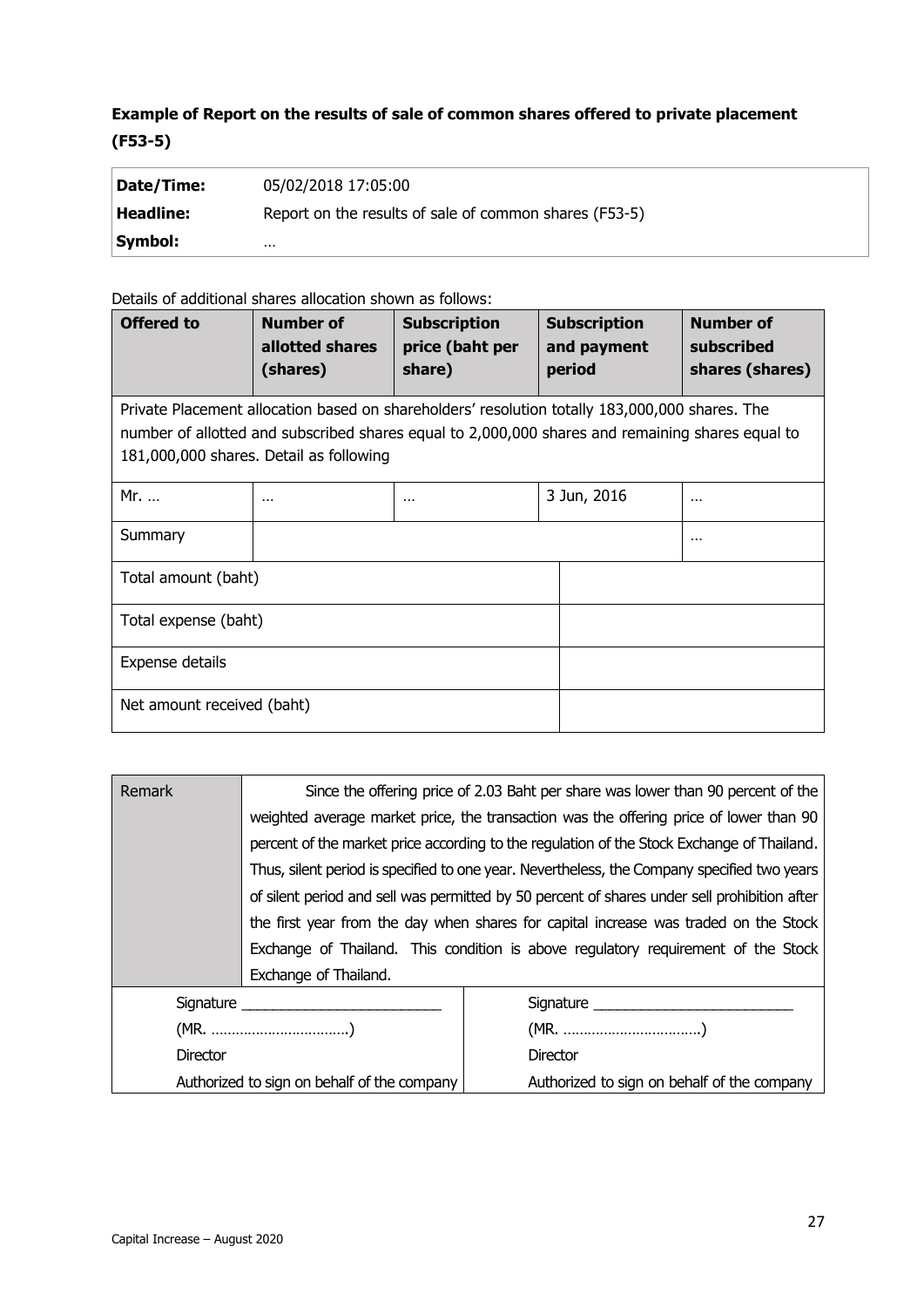**Example of Report on the results of sale of common shares offered to private placement (F53-5)**

| | |
|---|---|
| **Date/Time:** | 05/02/2018 17:05:00 |
| **Headline:** | Report on the results of sale of common shares (F53-5) |
| **Symbol:** | … |

Details of additional shares allocation shown as follows:

| Offered to | Number of allotted shares (shares) | Subscription price (baht per share) | Subscription and payment period | Number of subscribed shares (shares) |
|---|---|---|---|---|
| Private Placement allocation based on shareholders' resolution totally 183,000,000 shares. The number of allotted and subscribed shares equal to 2,000,000 shares and remaining shares equal to 181,000,000 shares. Detail as following | | | | |
| Mr. … | … | … | 3 Jun, 2016 | … |
| Summary | | | | … |
| Total amount (baht) | | | | |
| Total expense (baht) | | | | |
| Expense details | | | | |
| Net amount received (baht) | | | | |

| Remark | Since the offering price of 2.03 Baht per share was lower than 90 percent of the weighted average market price, the transaction was the offering price of lower than 90 percent of the market price according to the regulation of the Stock Exchange of Thailand. Thus, silent period is specified to one year. Nevertheless, the Company specified two years of silent period and sell was permitted by 50 percent of shares under sell prohibition after the first year from the day when shares for capital increase was traded on the Stock Exchange of Thailand. This condition is above regulatory requirement of the Stock Exchange of Thailand. |
|---|---|

| | |
|---|---|
| Signature ________________________ | Signature ________________________ |
| (MR. ……………………………) | (MR. ……………………………) |
| Director | Director |
| Authorized to sign on behalf of the company | Authorized to sign on behalf of the company |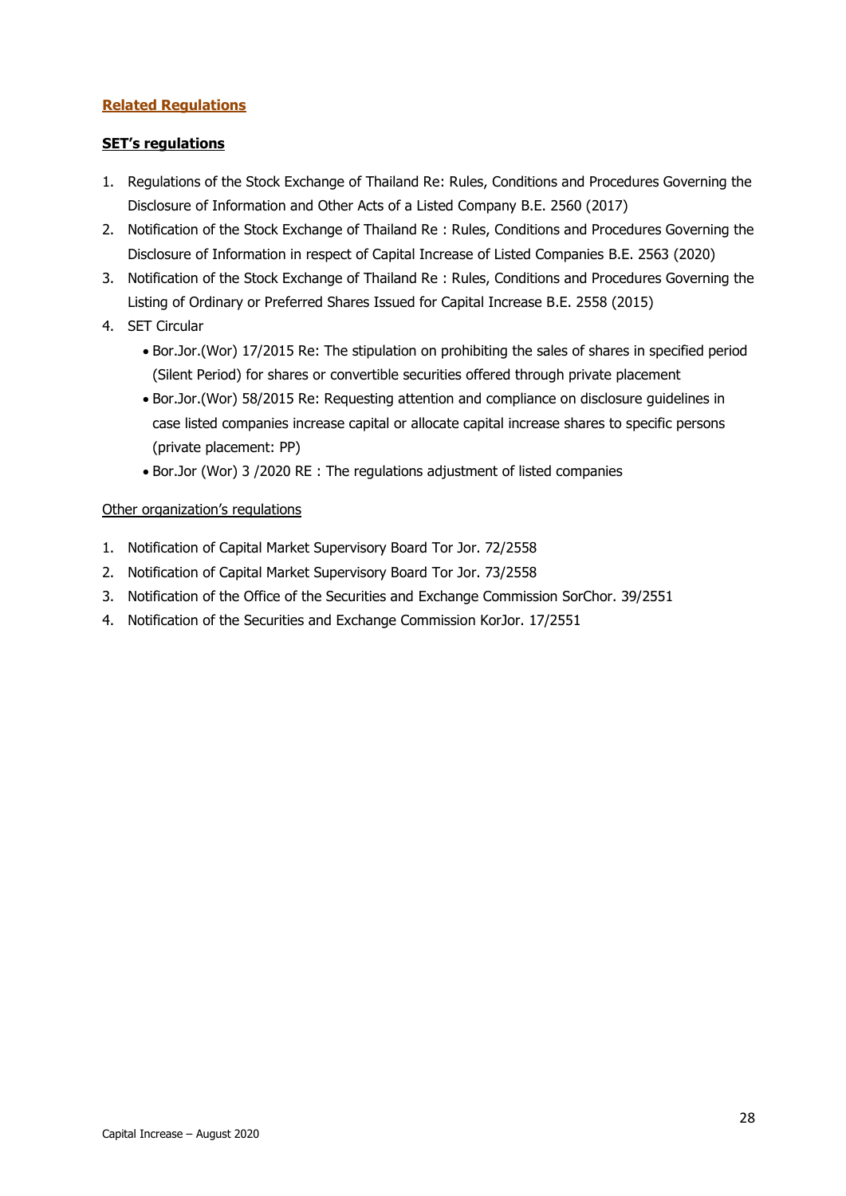## **Related Regulations**

**SET's regulations**

1. Regulations of the Stock Exchange of Thailand Re: Rules, Conditions and Procedures Governing the Disclosure of Information and Other Acts of a Listed Company B.E. 2560 (2017)
2. Notification of the Stock Exchange of Thailand Re : Rules, Conditions and Procedures Governing the Disclosure of Information in respect of Capital Increase of Listed Companies B.E. 2563 (2020)
3. Notification of the Stock Exchange of Thailand Re : Rules, Conditions and Procedures Governing the Listing of Ordinary or Preferred Shares Issued for Capital Increase B.E. 2558 (2015)
4. SET Circular
   - Bor.Jor.(Wor) 17/2015 Re: The stipulation on prohibiting the sales of shares in specified period (Silent Period) for shares or convertible securities offered through private placement
   - Bor.Jor.(Wor) 58/2015 Re: Requesting attention and compliance on disclosure guidelines in case listed companies increase capital or allocate capital increase shares to specific persons (private placement: PP)
   - Bor.Jor (Wor) 3 /2020 RE : The regulations adjustment of listed companies

Other organization's regulations

1. Notification of Capital Market Supervisory Board Tor Jor. 72/2558
2. Notification of Capital Market Supervisory Board Tor Jor. 73/2558
3. Notification of the Office of the Securities and Exchange Commission SorChor. 39/2551
4. Notification of the Securities and Exchange Commission KorJor. 17/2551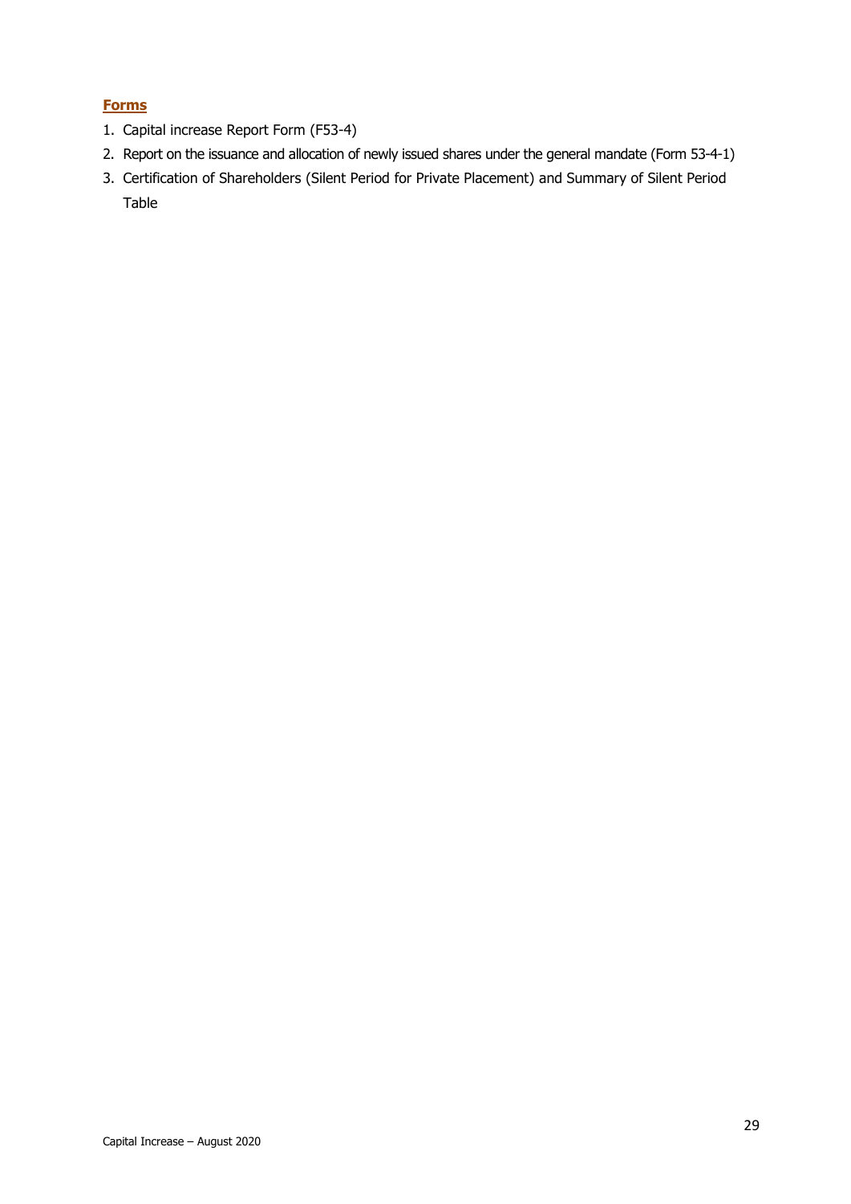**Forms**

1. Capital increase Report Form (F53-4)
2. Report on the issuance and allocation of newly issued shares under the general mandate (Form 53-4-1)
3. Certification of Shareholders (Silent Period for Private Placement) and Summary of Silent Period Table